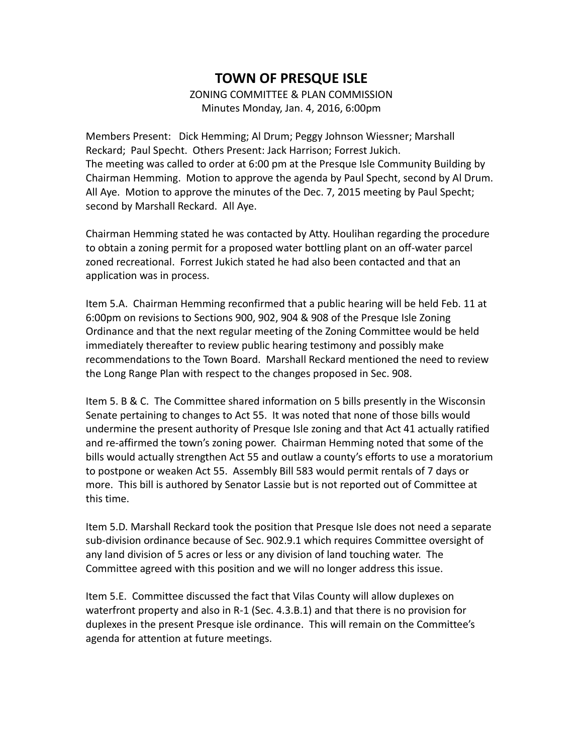# TOWN OF PRESQUE ISLE

ZONING COMMITTEE & PLAN COMMISSION
Minutes Monday, Jan. 4, 2016, 6:00pm

Members Present: Dick Hemming; Al Drum; Peggy Johnson Wiessner; Marshall Reckard; Paul Specht. Others Present: Jack Harrison; Forrest Jukich.
The meeting was called to order at 6:00 pm at the Presque Isle Community Building by Chairman Hemming. Motion to approve the agenda by Paul Specht, second by Al Drum. All Aye. Motion to approve the minutes of the Dec. 7, 2015 meeting by Paul Specht; second by Marshall Reckard. All Aye.

Chairman Hemming stated he was contacted by Atty. Houlihan regarding the procedure to obtain a zoning permit for a proposed water bottling plant on an off-water parcel zoned recreational. Forrest Jukich stated he had also been contacted and that an application was in process.

Item 5.A. Chairman Hemming reconfirmed that a public hearing will be held Feb. 11 at 6:00pm on revisions to Sections 900, 902, 904 & 908 of the Presque Isle Zoning Ordinance and that the next regular meeting of the Zoning Committee would be held immediately thereafter to review public hearing testimony and possibly make recommendations to the Town Board. Marshall Reckard mentioned the need to review the Long Range Plan with respect to the changes proposed in Sec. 908.

Item 5. B & C. The Committee shared information on 5 bills presently in the Wisconsin Senate pertaining to changes to Act 55. It was noted that none of those bills would undermine the present authority of Presque Isle zoning and that Act 41 actually ratified and re-affirmed the town's zoning power. Chairman Hemming noted that some of the bills would actually strengthen Act 55 and outlaw a county's efforts to use a moratorium to postpone or weaken Act 55. Assembly Bill 583 would permit rentals of 7 days or more. This bill is authored by Senator Lassie but is not reported out of Committee at this time.

Item 5.D. Marshall Reckard took the position that Presque Isle does not need a separate sub-division ordinance because of Sec. 902.9.1 which requires Committee oversight of any land division of 5 acres or less or any division of land touching water. The Committee agreed with this position and we will no longer address this issue.

Item 5.E. Committee discussed the fact that Vilas County will allow duplexes on waterfront property and also in R-1 (Sec. 4.3.B.1) and that there is no provision for duplexes in the present Presque isle ordinance. This will remain on the Committee's agenda for attention at future meetings.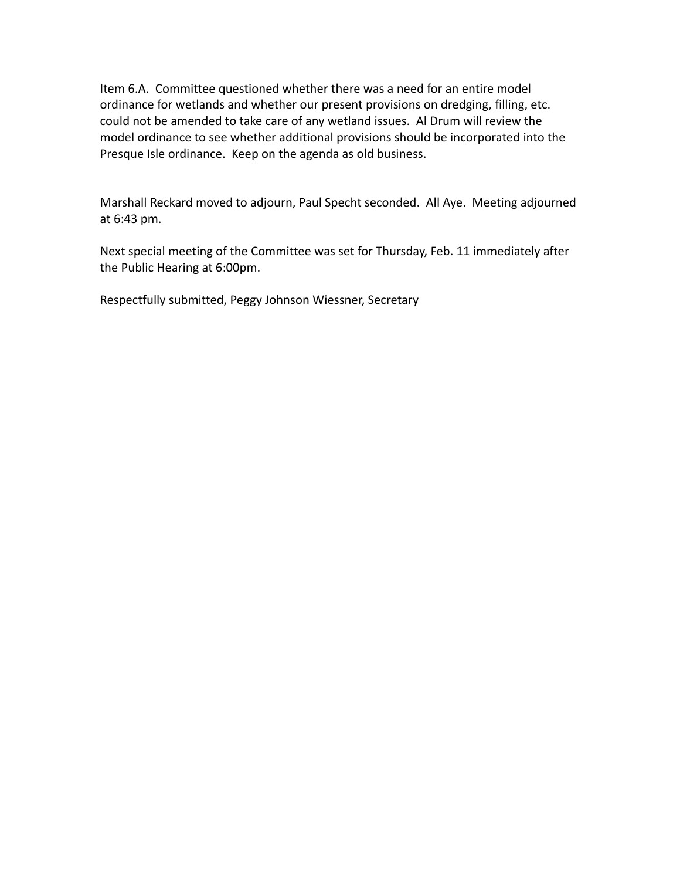Item 6.A. Committee questioned whether there was a need for an entire model ordinance for wetlands and whether our present provisions on dredging, filling, etc. could not be amended to take care of any wetland issues. Al Drum will review the model ordinance to see whether additional provisions should be incorporated into the Presque Isle ordinance. Keep on the agenda as old business.

Marshall Reckard moved to adjourn, Paul Specht seconded. All Aye. Meeting adjourned at 6:43 pm.

Next special meeting of the Committee was set for Thursday, Feb. 11 immediately after the Public Hearing at 6:00pm.

Respectfully submitted, Peggy Johnson Wiessner, Secretary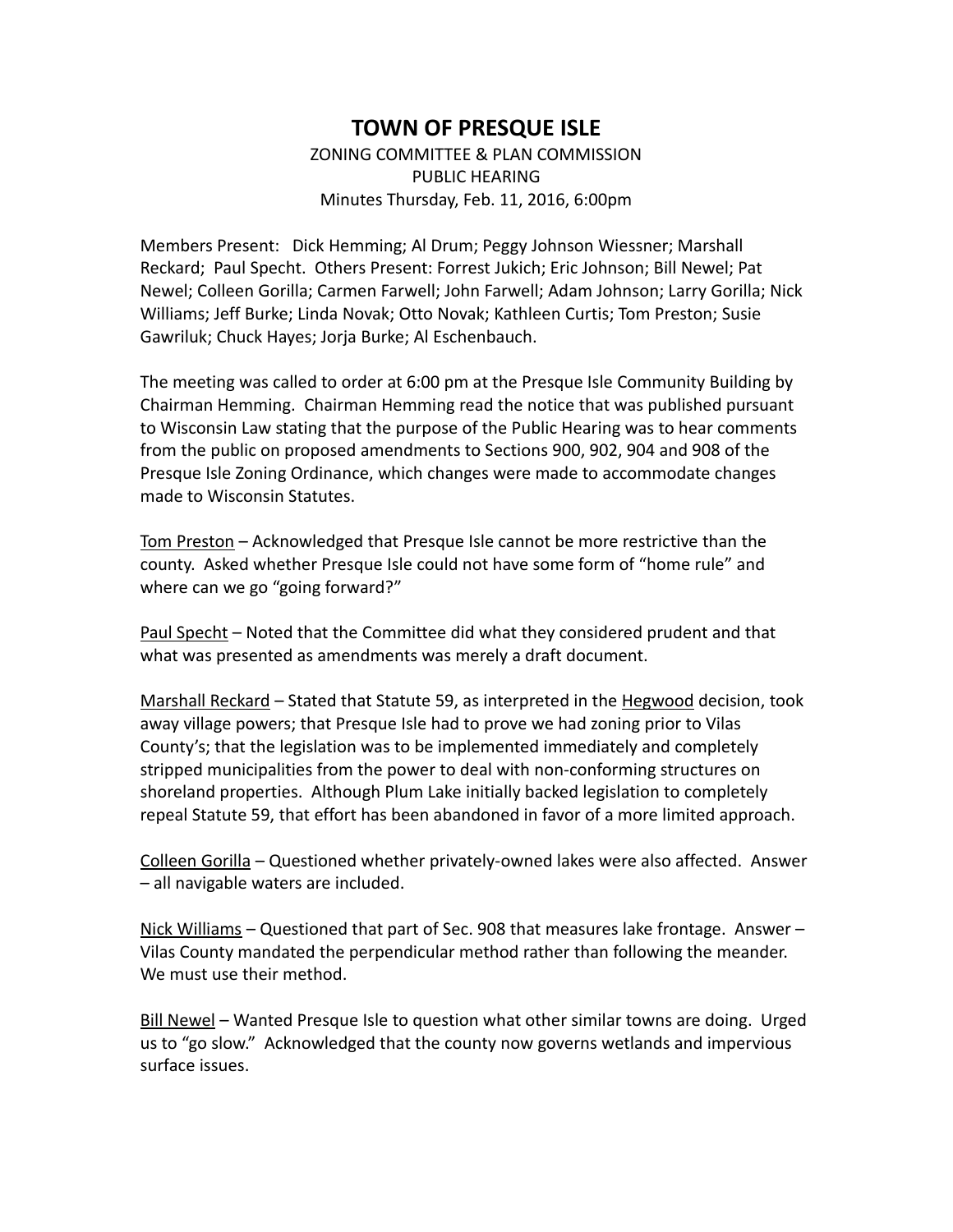# TOWN OF PRESQUE ISLE

ZONING COMMITTEE & PLAN COMMISSION
PUBLIC HEARING
Minutes Thursday, Feb. 11, 2016, 6:00pm

Members Present: Dick Hemming; Al Drum; Peggy Johnson Wiessner; Marshall Reckard; Paul Specht. Others Present: Forrest Jukich; Eric Johnson; Bill Newel; Pat Newel; Colleen Gorilla; Carmen Farwell; John Farwell; Adam Johnson; Larry Gorilla; Nick Williams; Jeff Burke; Linda Novak; Otto Novak; Kathleen Curtis; Tom Preston; Susie Gawriluk; Chuck Hayes; Jorja Burke; Al Eschenbauch.

The meeting was called to order at 6:00 pm at the Presque Isle Community Building by Chairman Hemming. Chairman Hemming read the notice that was published pursuant to Wisconsin Law stating that the purpose of the Public Hearing was to hear comments from the public on proposed amendments to Sections 900, 902, 904 and 908 of the Presque Isle Zoning Ordinance, which changes were made to accommodate changes made to Wisconsin Statutes.

<u>Tom Preston</u> – Acknowledged that Presque Isle cannot be more restrictive than the county. Asked whether Presque Isle could not have some form of "home rule" and where can we go "going forward?"

<u>Paul Specht</u> – Noted that the Committee did what they considered prudent and that what was presented as amendments was merely a draft document.

<u>Marshall Reckard</u> – Stated that Statute 59, as interpreted in the <u>Hegwood</u> decision, took away village powers; that Presque Isle had to prove we had zoning prior to Vilas County's; that the legislation was to be implemented immediately and completely stripped municipalities from the power to deal with non-conforming structures on shoreland properties. Although Plum Lake initially backed legislation to completely repeal Statute 59, that effort has been abandoned in favor of a more limited approach.

<u>Colleen Gorilla</u> – Questioned whether privately-owned lakes were also affected. Answer – all navigable waters are included.

<u>Nick Williams</u> – Questioned that part of Sec. 908 that measures lake frontage. Answer – Vilas County mandated the perpendicular method rather than following the meander. We must use their method.

<u>Bill Newel</u> – Wanted Presque Isle to question what other similar towns are doing. Urged us to "go slow." Acknowledged that the county now governs wetlands and impervious surface issues.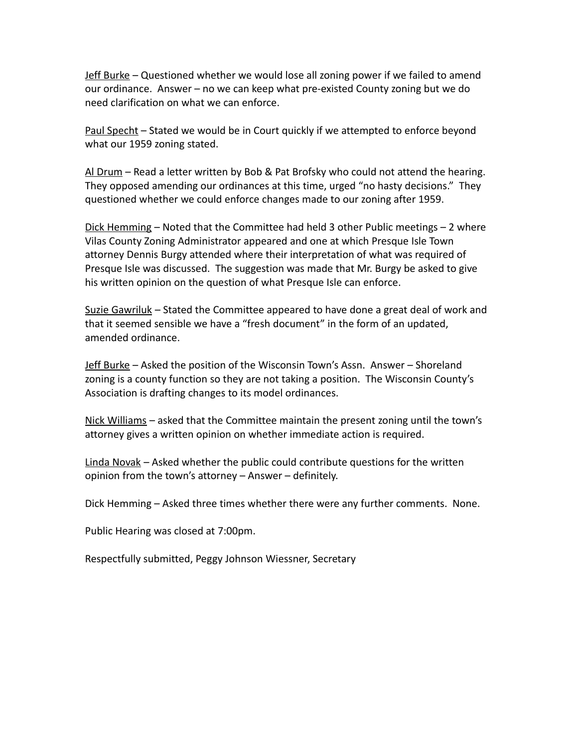Jeff Burke – Questioned whether we would lose all zoning power if we failed to amend our ordinance. Answer – no we can keep what pre-existed County zoning but we do need clarification on what we can enforce.

Paul Specht – Stated we would be in Court quickly if we attempted to enforce beyond what our 1959 zoning stated.

Al Drum – Read a letter written by Bob & Pat Brofsky who could not attend the hearing. They opposed amending our ordinances at this time, urged "no hasty decisions." They questioned whether we could enforce changes made to our zoning after 1959.

Dick Hemming – Noted that the Committee had held 3 other Public meetings – 2 where Vilas County Zoning Administrator appeared and one at which Presque Isle Town attorney Dennis Burgy attended where their interpretation of what was required of Presque Isle was discussed. The suggestion was made that Mr. Burgy be asked to give his written opinion on the question of what Presque Isle can enforce.

Suzie Gawriluk – Stated the Committee appeared to have done a great deal of work and that it seemed sensible we have a "fresh document" in the form of an updated, amended ordinance.

Jeff Burke – Asked the position of the Wisconsin Town's Assn. Answer – Shoreland zoning is a county function so they are not taking a position. The Wisconsin County's Association is drafting changes to its model ordinances.

Nick Williams – asked that the Committee maintain the present zoning until the town's attorney gives a written opinion on whether immediate action is required.

Linda Novak – Asked whether the public could contribute questions for the written opinion from the town's attorney – Answer – definitely.

Dick Hemming – Asked three times whether there were any further comments. None.

Public Hearing was closed at 7:00pm.

Respectfully submitted, Peggy Johnson Wiessner, Secretary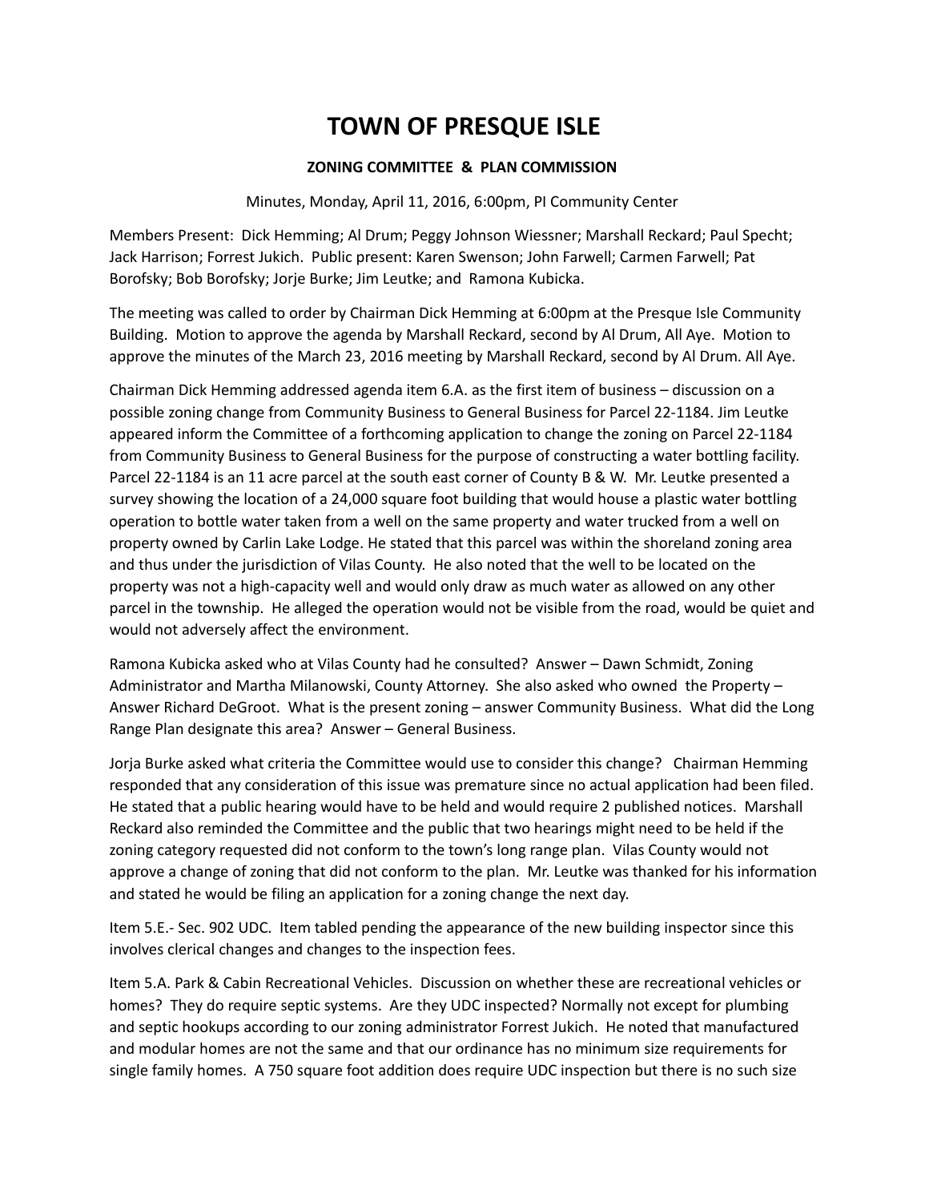# TOWN OF PRESQUE ISLE

**ZONING COMMITTEE & PLAN COMMISSION**

Minutes, Monday, April 11, 2016, 6:00pm, PI Community Center

Members Present: Dick Hemming; Al Drum; Peggy Johnson Wiessner; Marshall Reckard; Paul Specht; Jack Harrison; Forrest Jukich. Public present: Karen Swenson; John Farwell; Carmen Farwell; Pat Borofsky; Bob Borofsky; Jorje Burke; Jim Leutke; and Ramona Kubicka.

The meeting was called to order by Chairman Dick Hemming at 6:00pm at the Presque Isle Community Building. Motion to approve the agenda by Marshall Reckard, second by Al Drum, All Aye. Motion to approve the minutes of the March 23, 2016 meeting by Marshall Reckard, second by Al Drum. All Aye.

Chairman Dick Hemming addressed agenda item 6.A. as the first item of business – discussion on a possible zoning change from Community Business to General Business for Parcel 22-1184. Jim Leutke appeared inform the Committee of a forthcoming application to change the zoning on Parcel 22-1184 from Community Business to General Business for the purpose of constructing a water bottling facility. Parcel 22-1184 is an 11 acre parcel at the south east corner of County B & W. Mr. Leutke presented a survey showing the location of a 24,000 square foot building that would house a plastic water bottling operation to bottle water taken from a well on the same property and water trucked from a well on property owned by Carlin Lake Lodge. He stated that this parcel was within the shoreland zoning area and thus under the jurisdiction of Vilas County. He also noted that the well to be located on the property was not a high-capacity well and would only draw as much water as allowed on any other parcel in the township. He alleged the operation would not be visible from the road, would be quiet and would not adversely affect the environment.

Ramona Kubicka asked who at Vilas County had he consulted? Answer – Dawn Schmidt, Zoning Administrator and Martha Milanowski, County Attorney. She also asked who owned the Property – Answer Richard DeGroot. What is the present zoning – answer Community Business. What did the Long Range Plan designate this area? Answer – General Business.

Jorja Burke asked what criteria the Committee would use to consider this change? Chairman Hemming responded that any consideration of this issue was premature since no actual application had been filed. He stated that a public hearing would have to be held and would require 2 published notices. Marshall Reckard also reminded the Committee and the public that two hearings might need to be held if the zoning category requested did not conform to the town's long range plan. Vilas County would not approve a change of zoning that did not conform to the plan. Mr. Leutke was thanked for his information and stated he would be filing an application for a zoning change the next day.

Item 5.E.- Sec. 902 UDC. Item tabled pending the appearance of the new building inspector since this involves clerical changes and changes to the inspection fees.

Item 5.A. Park & Cabin Recreational Vehicles. Discussion on whether these are recreational vehicles or homes? They do require septic systems. Are they UDC inspected? Normally not except for plumbing and septic hookups according to our zoning administrator Forrest Jukich. He noted that manufactured and modular homes are not the same and that our ordinance has no minimum size requirements for single family homes. A 750 square foot addition does require UDC inspection but there is no such size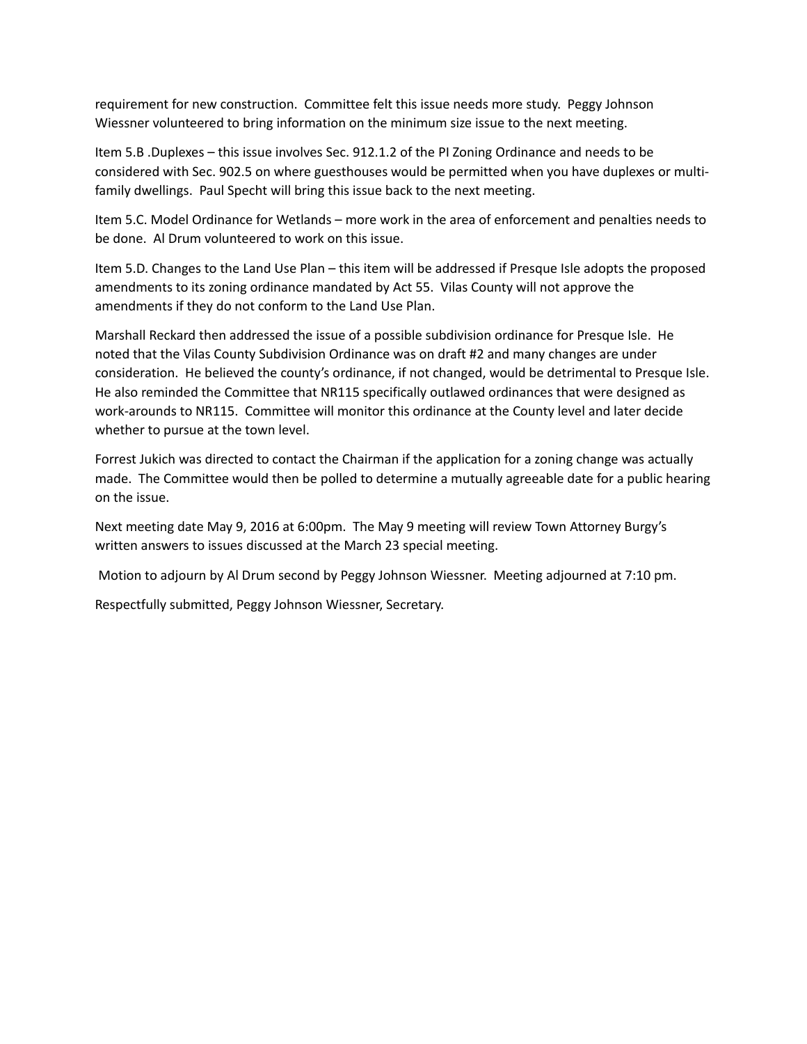requirement for new construction. Committee felt this issue needs more study. Peggy Johnson Wiessner volunteered to bring information on the minimum size issue to the next meeting.

Item 5.B .Duplexes – this issue involves Sec. 912.1.2 of the PI Zoning Ordinance and needs to be considered with Sec. 902.5 on where guesthouses would be permitted when you have duplexes or multi-family dwellings. Paul Specht will bring this issue back to the next meeting.

Item 5.C. Model Ordinance for Wetlands – more work in the area of enforcement and penalties needs to be done. Al Drum volunteered to work on this issue.

Item 5.D. Changes to the Land Use Plan – this item will be addressed if Presque Isle adopts the proposed amendments to its zoning ordinance mandated by Act 55. Vilas County will not approve the amendments if they do not conform to the Land Use Plan.

Marshall Reckard then addressed the issue of a possible subdivision ordinance for Presque Isle. He noted that the Vilas County Subdivision Ordinance was on draft #2 and many changes are under consideration. He believed the county's ordinance, if not changed, would be detrimental to Presque Isle. He also reminded the Committee that NR115 specifically outlawed ordinances that were designed as work-arounds to NR115. Committee will monitor this ordinance at the County level and later decide whether to pursue at the town level.

Forrest Jukich was directed to contact the Chairman if the application for a zoning change was actually made. The Committee would then be polled to determine a mutually agreeable date for a public hearing on the issue.

Next meeting date May 9, 2016 at 6:00pm. The May 9 meeting will review Town Attorney Burgy's written answers to issues discussed at the March 23 special meeting.

Motion to adjourn by Al Drum second by Peggy Johnson Wiessner. Meeting adjourned at 7:10 pm.

Respectfully submitted, Peggy Johnson Wiessner, Secretary.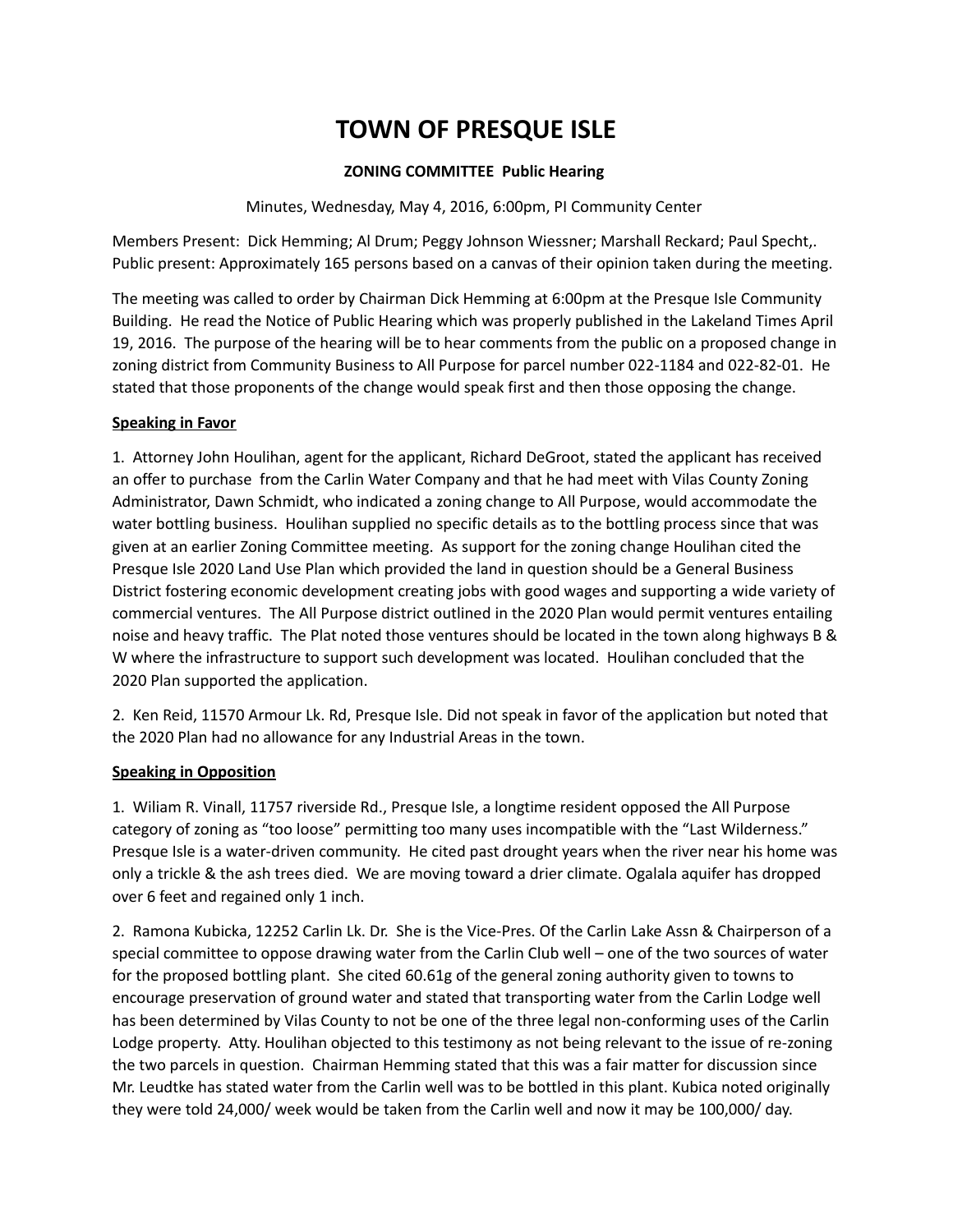# TOWN OF PRESQUE ISLE

**ZONING COMMITTEE Public Hearing**

Minutes, Wednesday, May 4, 2016, 6:00pm, PI Community Center

Members Present: Dick Hemming; Al Drum; Peggy Johnson Wiessner; Marshall Reckard; Paul Specht,. Public present: Approximately 165 persons based on a canvas of their opinion taken during the meeting.

The meeting was called to order by Chairman Dick Hemming at 6:00pm at the Presque Isle Community Building. He read the Notice of Public Hearing which was properly published in the Lakeland Times April 19, 2016. The purpose of the hearing will be to hear comments from the public on a proposed change in zoning district from Community Business to All Purpose for parcel number 022-1184 and 022-82-01. He stated that those proponents of the change would speak first and then those opposing the change.

**<u>Speaking in Favor</u>**

1. Attorney John Houlihan, agent for the applicant, Richard DeGroot, stated the applicant has received an offer to purchase from the Carlin Water Company and that he had meet with Vilas County Zoning Administrator, Dawn Schmidt, who indicated a zoning change to All Purpose, would accommodate the water bottling business. Houlihan supplied no specific details as to the bottling process since that was given at an earlier Zoning Committee meeting. As support for the zoning change Houlihan cited the Presque Isle 2020 Land Use Plan which provided the land in question should be a General Business District fostering economic development creating jobs with good wages and supporting a wide variety of commercial ventures. The All Purpose district outlined in the 2020 Plan would permit ventures entailing noise and heavy traffic. The Plat noted those ventures should be located in the town along highways B & W where the infrastructure to support such development was located. Houlihan concluded that the 2020 Plan supported the application.

2. Ken Reid, 11570 Armour Lk. Rd, Presque Isle. Did not speak in favor of the application but noted that the 2020 Plan had no allowance for any Industrial Areas in the town.

**<u>Speaking in Opposition</u>**

1. Wiliam R. Vinall, 11757 riverside Rd., Presque Isle, a longtime resident opposed the All Purpose category of zoning as "too loose" permitting too many uses incompatible with the "Last Wilderness." Presque Isle is a water-driven community. He cited past drought years when the river near his home was only a trickle & the ash trees died. We are moving toward a drier climate. Ogalala aquifer has dropped over 6 feet and regained only 1 inch.

2. Ramona Kubicka, 12252 Carlin Lk. Dr. She is the Vice-Pres. Of the Carlin Lake Assn & Chairperson of a special committee to oppose drawing water from the Carlin Club well – one of the two sources of water for the proposed bottling plant. She cited 60.61g of the general zoning authority given to towns to encourage preservation of ground water and stated that transporting water from the Carlin Lodge well has been determined by Vilas County to not be one of the three legal non-conforming uses of the Carlin Lodge property. Atty. Houlihan objected to this testimony as not being relevant to the issue of re-zoning the two parcels in question. Chairman Hemming stated that this was a fair matter for discussion since Mr. Leudtke has stated water from the Carlin well was to be bottled in this plant. Kubica noted originally they were told 24,000/ week would be taken from the Carlin well and now it may be 100,000/ day.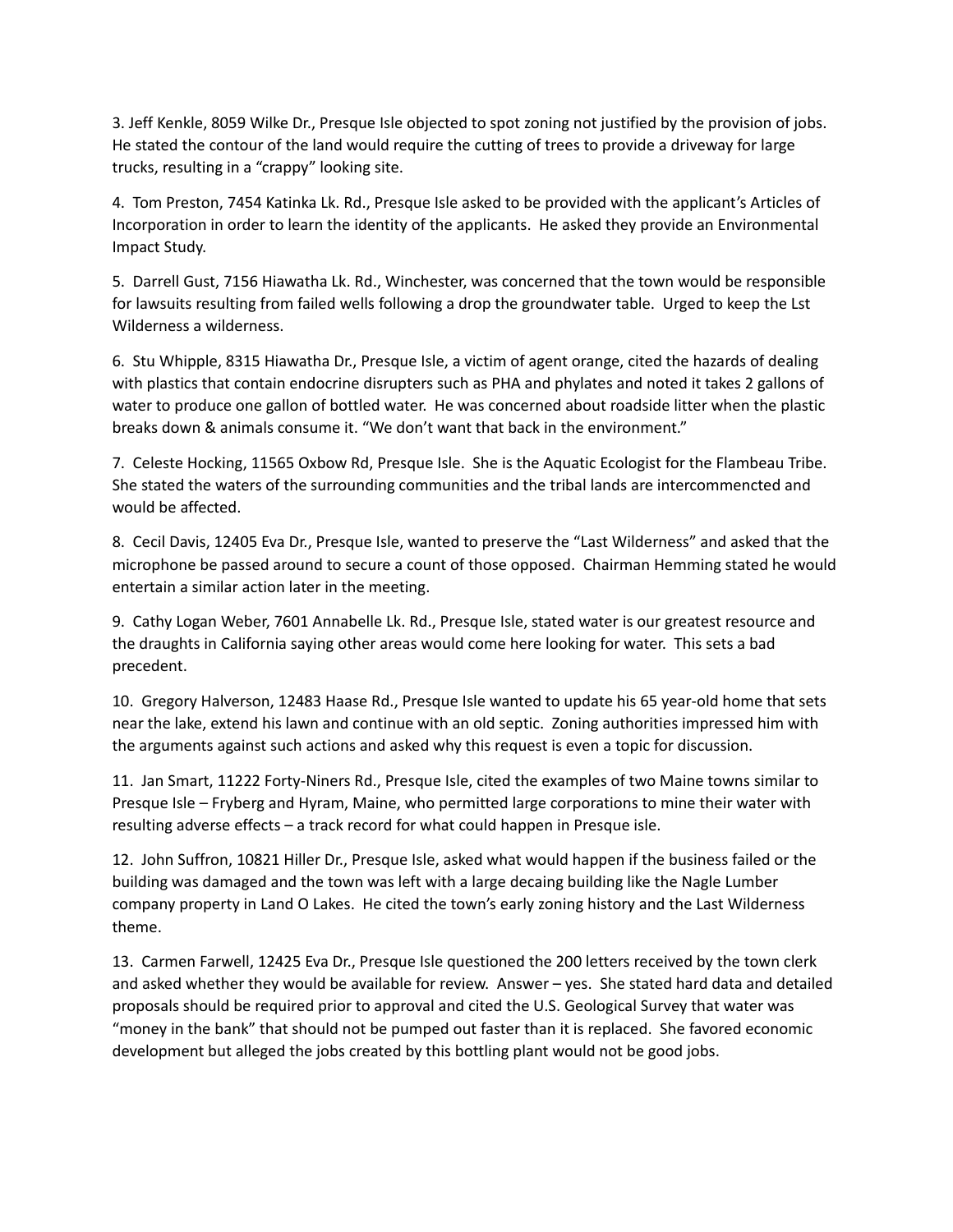3. Jeff Kenkle, 8059 Wilke Dr., Presque Isle objected to spot zoning not justified by the provision of jobs. He stated the contour of the land would require the cutting of trees to provide a driveway for large trucks, resulting in a "crappy" looking site.

4. Tom Preston, 7454 Katinka Lk. Rd., Presque Isle asked to be provided with the applicant's Articles of Incorporation in order to learn the identity of the applicants. He asked they provide an Environmental Impact Study.

5. Darrell Gust, 7156 Hiawatha Lk. Rd., Winchester, was concerned that the town would be responsible for lawsuits resulting from failed wells following a drop the groundwater table. Urged to keep the Lst Wilderness a wilderness.

6. Stu Whipple, 8315 Hiawatha Dr., Presque Isle, a victim of agent orange, cited the hazards of dealing with plastics that contain endocrine disrupters such as PHA and phylates and noted it takes 2 gallons of water to produce one gallon of bottled water. He was concerned about roadside litter when the plastic breaks down & animals consume it. "We don't want that back in the environment."

7. Celeste Hocking, 11565 Oxbow Rd, Presque Isle. She is the Aquatic Ecologist for the Flambeau Tribe. She stated the waters of the surrounding communities and the tribal lands are intercommencted and would be affected.

8. Cecil Davis, 12405 Eva Dr., Presque Isle, wanted to preserve the "Last Wilderness" and asked that the microphone be passed around to secure a count of those opposed. Chairman Hemming stated he would entertain a similar action later in the meeting.

9. Cathy Logan Weber, 7601 Annabelle Lk. Rd., Presque Isle, stated water is our greatest resource and the draughts in California saying other areas would come here looking for water. This sets a bad precedent.

10. Gregory Halverson, 12483 Haase Rd., Presque Isle wanted to update his 65 year-old home that sets near the lake, extend his lawn and continue with an old septic. Zoning authorities impressed him with the arguments against such actions and asked why this request is even a topic for discussion.

11. Jan Smart, 11222 Forty-Niners Rd., Presque Isle, cited the examples of two Maine towns similar to Presque Isle – Fryberg and Hyram, Maine, who permitted large corporations to mine their water with resulting adverse effects – a track record for what could happen in Presque isle.

12. John Suffron, 10821 Hiller Dr., Presque Isle, asked what would happen if the business failed or the building was damaged and the town was left with a large decaing building like the Nagle Lumber company property in Land O Lakes. He cited the town's early zoning history and the Last Wilderness theme.

13. Carmen Farwell, 12425 Eva Dr., Presque Isle questioned the 200 letters received by the town clerk and asked whether they would be available for review. Answer – yes. She stated hard data and detailed proposals should be required prior to approval and cited the U.S. Geological Survey that water was "money in the bank" that should not be pumped out faster than it is replaced. She favored economic development but alleged the jobs created by this bottling plant would not be good jobs.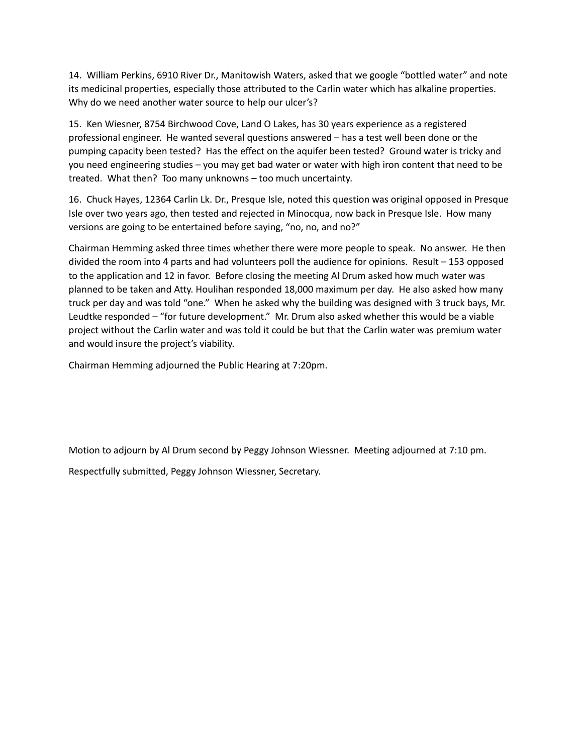14. William Perkins, 6910 River Dr., Manitowish Waters, asked that we google "bottled water" and note its medicinal properties, especially those attributed to the Carlin water which has alkaline properties. Why do we need another water source to help our ulcer's?

15. Ken Wiesner, 8754 Birchwood Cove, Land O Lakes, has 30 years experience as a registered professional engineer. He wanted several questions answered – has a test well been done or the pumping capacity been tested? Has the effect on the aquifer been tested? Ground water is tricky and you need engineering studies – you may get bad water or water with high iron content that need to be treated. What then? Too many unknowns – too much uncertainty.

16. Chuck Hayes, 12364 Carlin Lk. Dr., Presque Isle, noted this question was original opposed in Presque Isle over two years ago, then tested and rejected in Minocqua, now back in Presque Isle. How many versions are going to be entertained before saying, "no, no, and no?"

Chairman Hemming asked three times whether there were more people to speak. No answer. He then divided the room into 4 parts and had volunteers poll the audience for opinions. Result – 153 opposed to the application and 12 in favor. Before closing the meeting Al Drum asked how much water was planned to be taken and Atty. Houlihan responded 18,000 maximum per day. He also asked how many truck per day and was told "one." When he asked why the building was designed with 3 truck bays, Mr. Leudtke responded – "for future development." Mr. Drum also asked whether this would be a viable project without the Carlin water and was told it could be but that the Carlin water was premium water and would insure the project's viability.

Chairman Hemming adjourned the Public Hearing at 7:20pm.

Motion to adjourn by Al Drum second by Peggy Johnson Wiessner. Meeting adjourned at 7:10 pm.

Respectfully submitted, Peggy Johnson Wiessner, Secretary.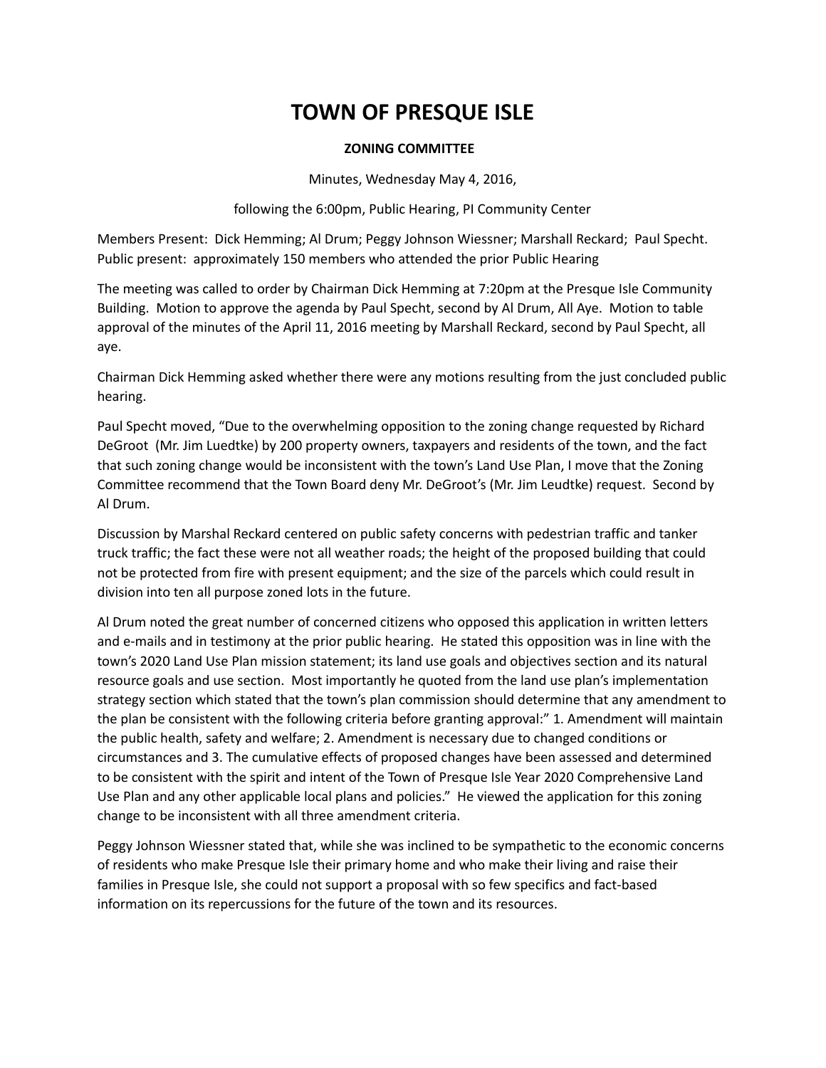# TOWN OF PRESQUE ISLE

**ZONING COMMITTEE**

Minutes, Wednesday May 4, 2016,

following the 6:00pm, Public Hearing, PI Community Center

Members Present: Dick Hemming; Al Drum; Peggy Johnson Wiessner; Marshall Reckard; Paul Specht. Public present: approximately 150 members who attended the prior Public Hearing

The meeting was called to order by Chairman Dick Hemming at 7:20pm at the Presque Isle Community Building. Motion to approve the agenda by Paul Specht, second by Al Drum, All Aye. Motion to table approval of the minutes of the April 11, 2016 meeting by Marshall Reckard, second by Paul Specht, all aye.

Chairman Dick Hemming asked whether there were any motions resulting from the just concluded public hearing.

Paul Specht moved, "Due to the overwhelming opposition to the zoning change requested by Richard DeGroot (Mr. Jim Luedtke) by 200 property owners, taxpayers and residents of the town, and the fact that such zoning change would be inconsistent with the town's Land Use Plan, I move that the Zoning Committee recommend that the Town Board deny Mr. DeGroot's (Mr. Jim Leudtke) request. Second by Al Drum.

Discussion by Marshal Reckard centered on public safety concerns with pedestrian traffic and tanker truck traffic; the fact these were not all weather roads; the height of the proposed building that could not be protected from fire with present equipment; and the size of the parcels which could result in division into ten all purpose zoned lots in the future.

Al Drum noted the great number of concerned citizens who opposed this application in written letters and e-mails and in testimony at the prior public hearing. He stated this opposition was in line with the town's 2020 Land Use Plan mission statement; its land use goals and objectives section and its natural resource goals and use section. Most importantly he quoted from the land use plan's implementation strategy section which stated that the town's plan commission should determine that any amendment to the plan be consistent with the following criteria before granting approval:" 1. Amendment will maintain the public health, safety and welfare; 2. Amendment is necessary due to changed conditions or circumstances and 3. The cumulative effects of proposed changes have been assessed and determined to be consistent with the spirit and intent of the Town of Presque Isle Year 2020 Comprehensive Land Use Plan and any other applicable local plans and policies." He viewed the application for this zoning change to be inconsistent with all three amendment criteria.

Peggy Johnson Wiessner stated that, while she was inclined to be sympathetic to the economic concerns of residents who make Presque Isle their primary home and who make their living and raise their families in Presque Isle, she could not support a proposal with so few specifics and fact-based information on its repercussions for the future of the town and its resources.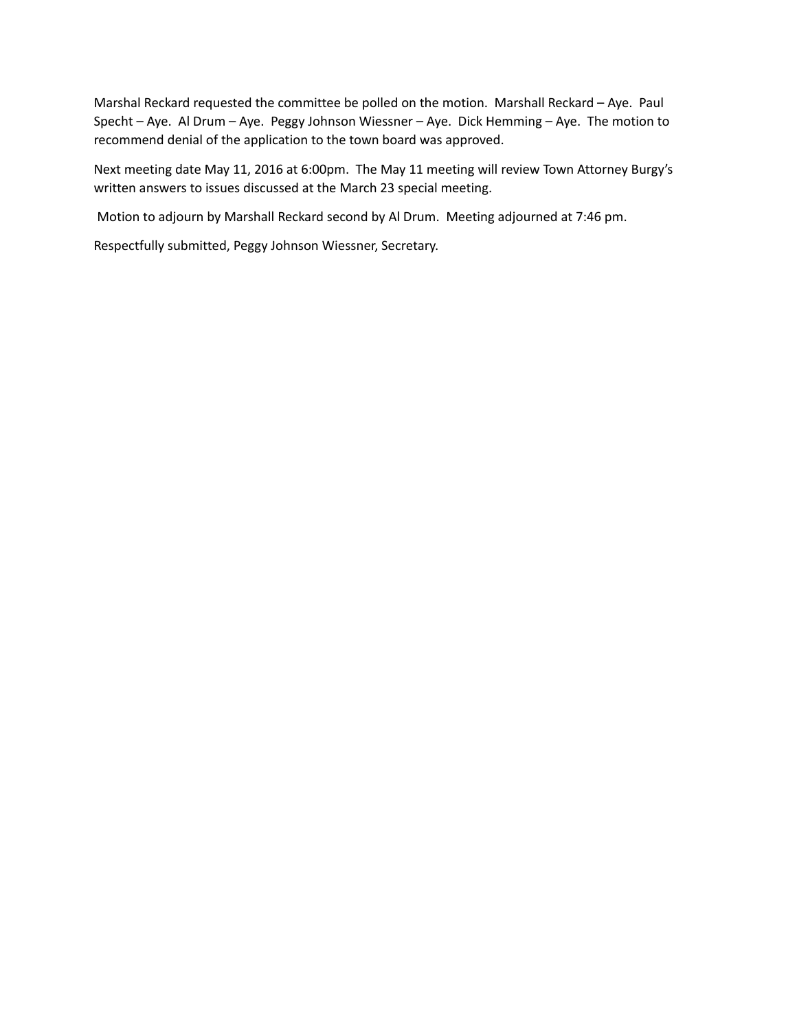Marshal Reckard requested the committee be polled on the motion. Marshall Reckard – Aye. Paul Specht – Aye. Al Drum – Aye. Peggy Johnson Wiessner – Aye. Dick Hemming – Aye. The motion to recommend denial of the application to the town board was approved.

Next meeting date May 11, 2016 at 6:00pm. The May 11 meeting will review Town Attorney Burgy's written answers to issues discussed at the March 23 special meeting.

Motion to adjourn by Marshall Reckard second by Al Drum. Meeting adjourned at 7:46 pm.

Respectfully submitted, Peggy Johnson Wiessner, Secretary.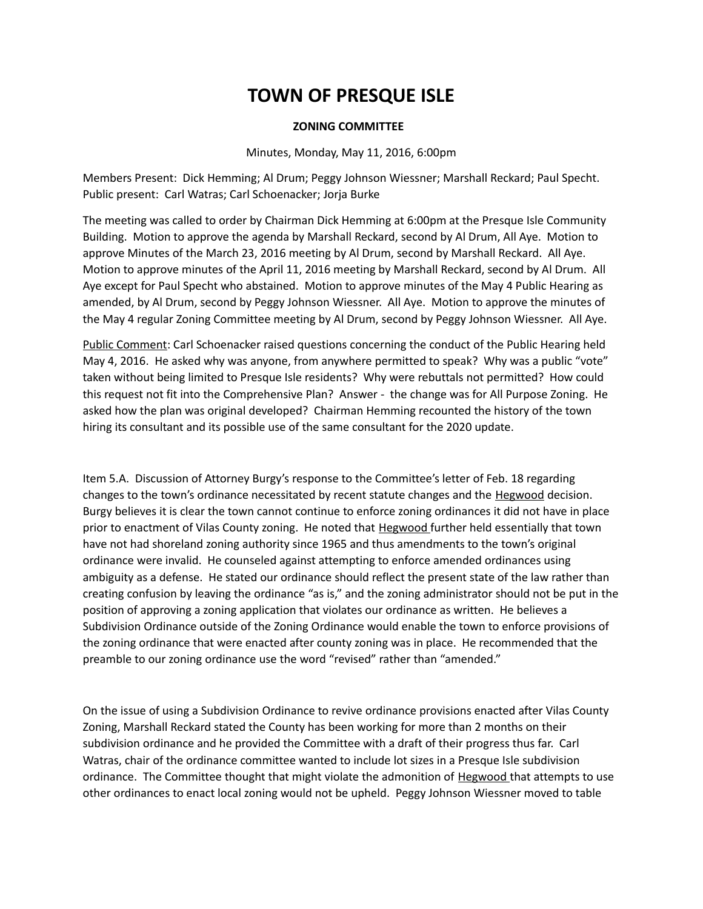# TOWN OF PRESQUE ISLE

**ZONING COMMITTEE**

Minutes, Monday, May 11, 2016, 6:00pm

Members Present: Dick Hemming; Al Drum; Peggy Johnson Wiessner; Marshall Reckard; Paul Specht. Public present: Carl Watras; Carl Schoenacker; Jorja Burke

The meeting was called to order by Chairman Dick Hemming at 6:00pm at the Presque Isle Community Building. Motion to approve the agenda by Marshall Reckard, second by Al Drum, All Aye. Motion to approve Minutes of the March 23, 2016 meeting by Al Drum, second by Marshall Reckard. All Aye. Motion to approve minutes of the April 11, 2016 meeting by Marshall Reckard, second by Al Drum. All Aye except for Paul Specht who abstained. Motion to approve minutes of the May 4 Public Hearing as amended, by Al Drum, second by Peggy Johnson Wiessner. All Aye. Motion to approve the minutes of the May 4 regular Zoning Committee meeting by Al Drum, second by Peggy Johnson Wiessner. All Aye.

Public Comment: Carl Schoenacker raised questions concerning the conduct of the Public Hearing held May 4, 2016. He asked why was anyone, from anywhere permitted to speak? Why was a public "vote" taken without being limited to Presque Isle residents? Why were rebuttals not permitted? How could this request not fit into the Comprehensive Plan? Answer - the change was for All Purpose Zoning. He asked how the plan was original developed? Chairman Hemming recounted the history of the town hiring its consultant and its possible use of the same consultant for the 2020 update.

Item 5.A. Discussion of Attorney Burgy's response to the Committee's letter of Feb. 18 regarding changes to the town's ordinance necessitated by recent statute changes and the Hegwood decision. Burgy believes it is clear the town cannot continue to enforce zoning ordinances it did not have in place prior to enactment of Vilas County zoning. He noted that Hegwood further held essentially that town have not had shoreland zoning authority since 1965 and thus amendments to the town's original ordinance were invalid. He counseled against attempting to enforce amended ordinances using ambiguity as a defense. He stated our ordinance should reflect the present state of the law rather than creating confusion by leaving the ordinance "as is," and the zoning administrator should not be put in the position of approving a zoning application that violates our ordinance as written. He believes a Subdivision Ordinance outside of the Zoning Ordinance would enable the town to enforce provisions of the zoning ordinance that were enacted after county zoning was in place. He recommended that the preamble to our zoning ordinance use the word "revised" rather than "amended."

On the issue of using a Subdivision Ordinance to revive ordinance provisions enacted after Vilas County Zoning, Marshall Reckard stated the County has been working for more than 2 months on their subdivision ordinance and he provided the Committee with a draft of their progress thus far. Carl Watras, chair of the ordinance committee wanted to include lot sizes in a Presque Isle subdivision ordinance. The Committee thought that might violate the admonition of Hegwood that attempts to use other ordinances to enact local zoning would not be upheld. Peggy Johnson Wiessner moved to table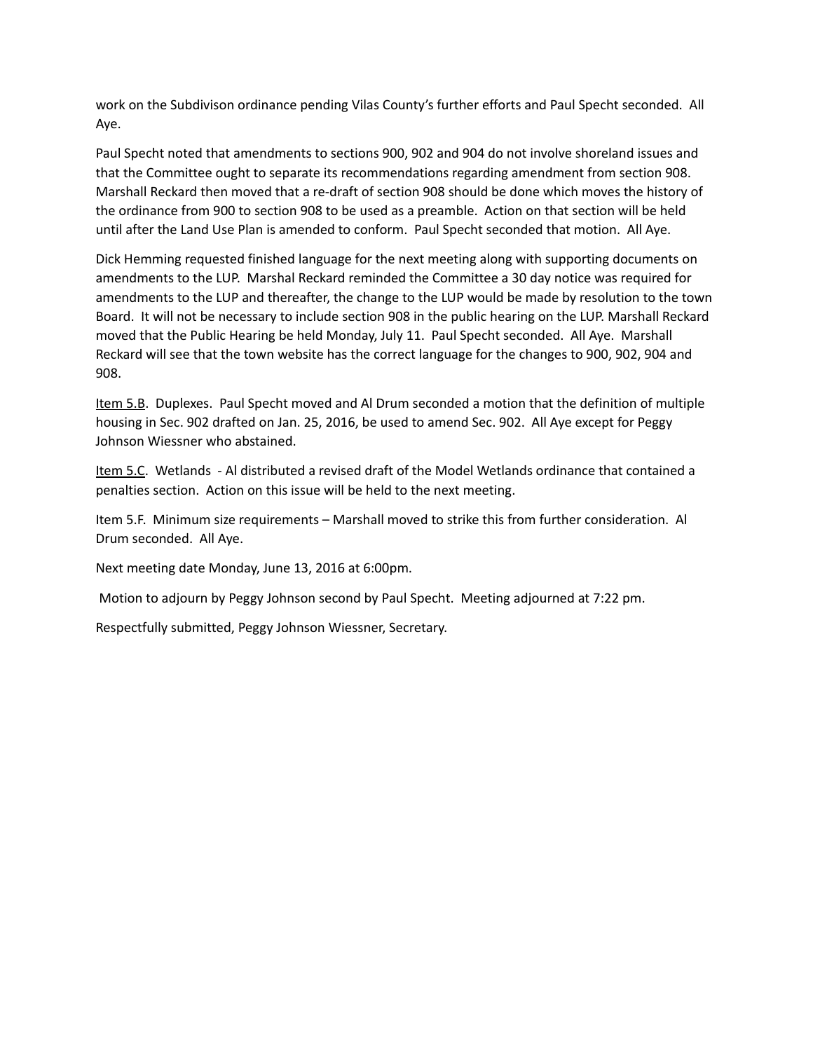work on the Subdivison ordinance pending Vilas County's further efforts and Paul Specht seconded. All Aye.

Paul Specht noted that amendments to sections 900, 902 and 904 do not involve shoreland issues and that the Committee ought to separate its recommendations regarding amendment from section 908. Marshall Reckard then moved that a re-draft of section 908 should be done which moves the history of the ordinance from 900 to section 908 to be used as a preamble. Action on that section will be held until after the Land Use Plan is amended to conform. Paul Specht seconded that motion. All Aye.

Dick Hemming requested finished language for the next meeting along with supporting documents on amendments to the LUP. Marshal Reckard reminded the Committee a 30 day notice was required for amendments to the LUP and thereafter, the change to the LUP would be made by resolution to the town Board. It will not be necessary to include section 908 in the public hearing on the LUP. Marshall Reckard moved that the Public Hearing be held Monday, July 11. Paul Specht seconded. All Aye. Marshall Reckard will see that the town website has the correct language for the changes to 900, 902, 904 and 908.

<u>Item 5.B</u>. Duplexes. Paul Specht moved and Al Drum seconded a motion that the definition of multiple housing in Sec. 902 drafted on Jan. 25, 2016, be used to amend Sec. 902. All Aye except for Peggy Johnson Wiessner who abstained.

<u>Item 5.C</u>. Wetlands - Al distributed a revised draft of the Model Wetlands ordinance that contained a penalties section. Action on this issue will be held to the next meeting.

Item 5.F. Minimum size requirements – Marshall moved to strike this from further consideration. Al Drum seconded. All Aye.

Next meeting date Monday, June 13, 2016 at 6:00pm.

Motion to adjourn by Peggy Johnson second by Paul Specht. Meeting adjourned at 7:22 pm.

Respectfully submitted, Peggy Johnson Wiessner, Secretary.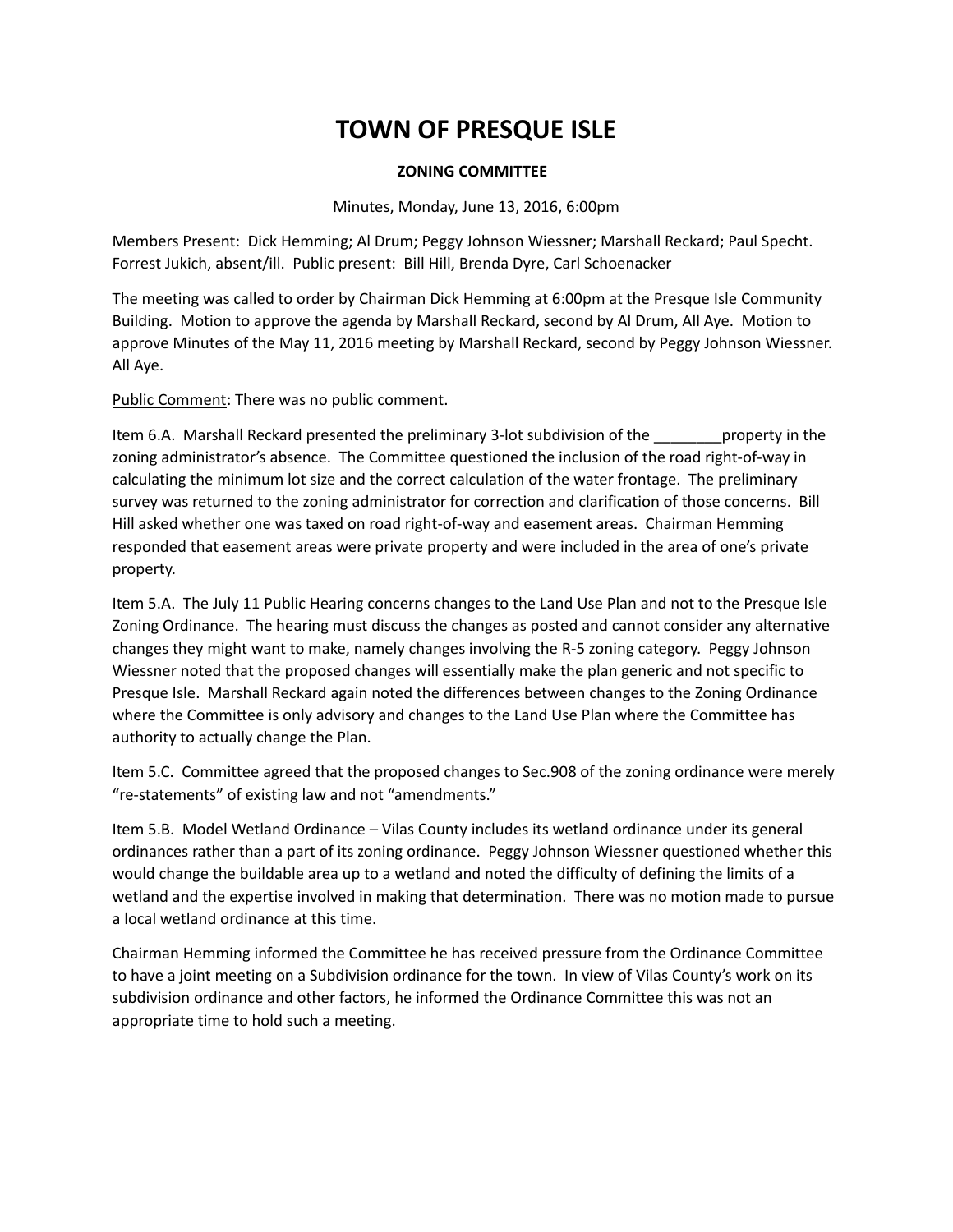# TOWN OF PRESQUE ISLE

## ZONING COMMITTEE

Minutes, Monday, June 13, 2016, 6:00pm

Members Present: Dick Hemming; Al Drum; Peggy Johnson Wiessner; Marshall Reckard; Paul Specht. Forrest Jukich, absent/ill. Public present: Bill Hill, Brenda Dyre, Carl Schoenacker

The meeting was called to order by Chairman Dick Hemming at 6:00pm at the Presque Isle Community Building. Motion to approve the agenda by Marshall Reckard, second by Al Drum, All Aye. Motion to approve Minutes of the May 11, 2016 meeting by Marshall Reckard, second by Peggy Johnson Wiessner. All Aye.

Public Comment: There was no public comment.

Item 6.A. Marshall Reckard presented the preliminary 3-lot subdivision of the ________property in the zoning administrator's absence. The Committee questioned the inclusion of the road right-of-way in calculating the minimum lot size and the correct calculation of the water frontage. The preliminary survey was returned to the zoning administrator for correction and clarification of those concerns. Bill Hill asked whether one was taxed on road right-of-way and easement areas. Chairman Hemming responded that easement areas were private property and were included in the area of one's private property.

Item 5.A. The July 11 Public Hearing concerns changes to the Land Use Plan and not to the Presque Isle Zoning Ordinance. The hearing must discuss the changes as posted and cannot consider any alternative changes they might want to make, namely changes involving the R-5 zoning category. Peggy Johnson Wiessner noted that the proposed changes will essentially make the plan generic and not specific to Presque Isle. Marshall Reckard again noted the differences between changes to the Zoning Ordinance where the Committee is only advisory and changes to the Land Use Plan where the Committee has authority to actually change the Plan.

Item 5.C. Committee agreed that the proposed changes to Sec.908 of the zoning ordinance were merely "re-statements" of existing law and not "amendments."

Item 5.B. Model Wetland Ordinance – Vilas County includes its wetland ordinance under its general ordinances rather than a part of its zoning ordinance. Peggy Johnson Wiessner questioned whether this would change the buildable area up to a wetland and noted the difficulty of defining the limits of a wetland and the expertise involved in making that determination. There was no motion made to pursue a local wetland ordinance at this time.

Chairman Hemming informed the Committee he has received pressure from the Ordinance Committee to have a joint meeting on a Subdivision ordinance for the town. In view of Vilas County's work on its subdivision ordinance and other factors, he informed the Ordinance Committee this was not an appropriate time to hold such a meeting.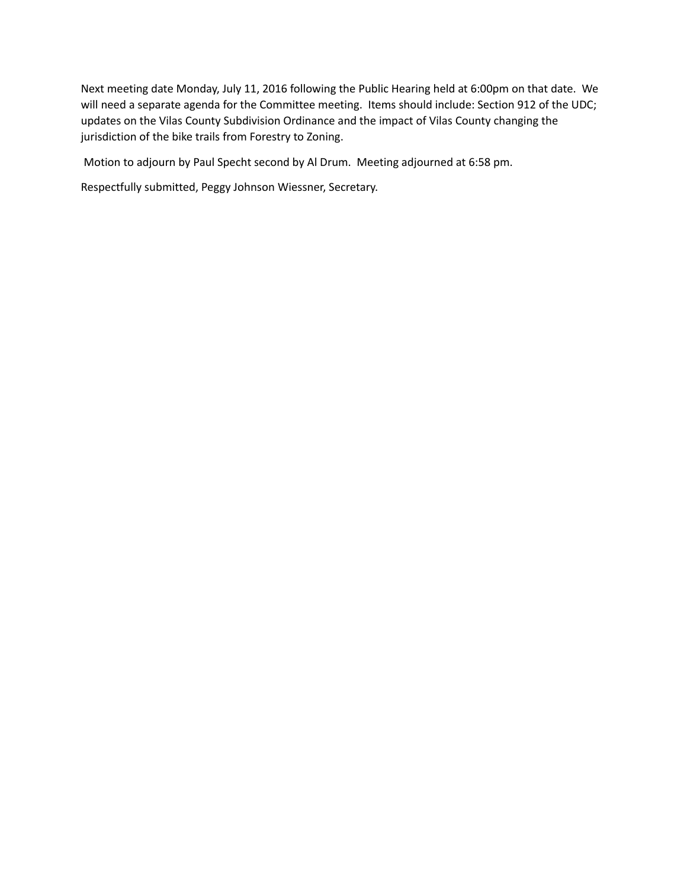Next meeting date Monday, July 11, 2016 following the Public Hearing held at 6:00pm on that date. We will need a separate agenda for the Committee meeting. Items should include: Section 912 of the UDC; updates on the Vilas County Subdivision Ordinance and the impact of Vilas County changing the jurisdiction of the bike trails from Forestry to Zoning.

Motion to adjourn by Paul Specht second by Al Drum. Meeting adjourned at 6:58 pm.

Respectfully submitted, Peggy Johnson Wiessner, Secretary.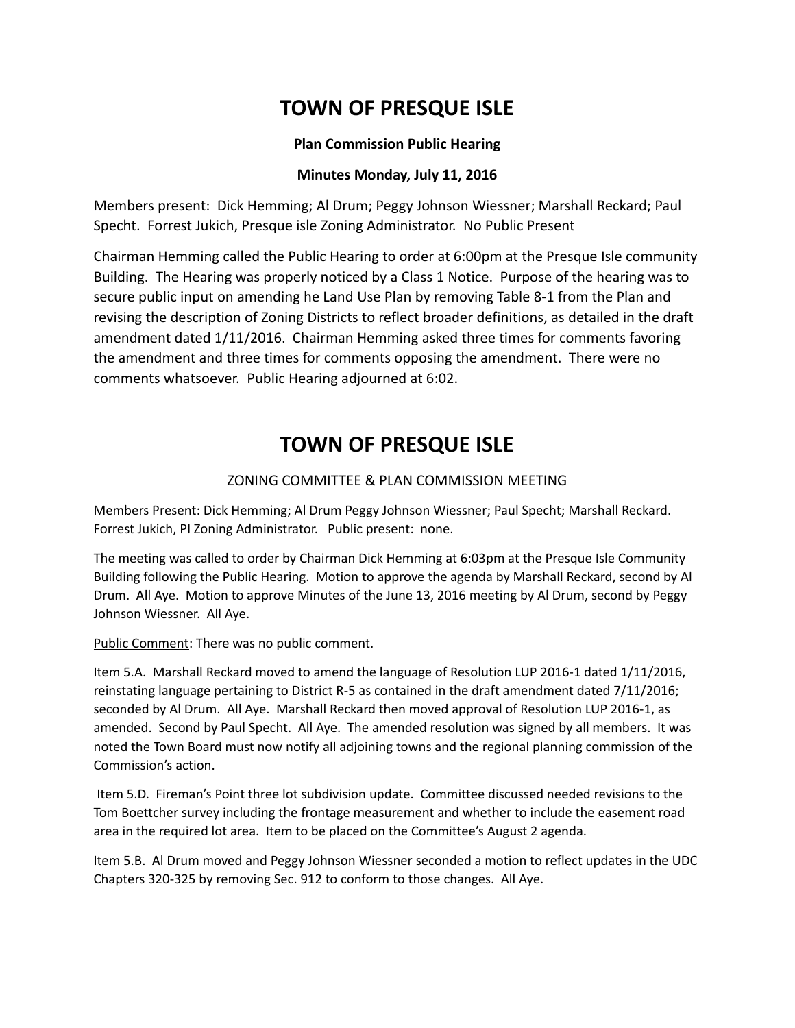# TOWN OF PRESQUE ISLE

**Plan Commission Public Hearing**

**Minutes Monday, July 11, 2016**

Members present: Dick Hemming; Al Drum; Peggy Johnson Wiessner; Marshall Reckard; Paul Specht. Forrest Jukich, Presque isle Zoning Administrator. No Public Present

Chairman Hemming called the Public Hearing to order at 6:00pm at the Presque Isle community Building. The Hearing was properly noticed by a Class 1 Notice. Purpose of the hearing was to secure public input on amending he Land Use Plan by removing Table 8-1 from the Plan and revising the description of Zoning Districts to reflect broader definitions, as detailed in the draft amendment dated 1/11/2016. Chairman Hemming asked three times for comments favoring the amendment and three times for comments opposing the amendment. There were no comments whatsoever. Public Hearing adjourned at 6:02.

# TOWN OF PRESQUE ISLE

ZONING COMMITTEE & PLAN COMMISSION MEETING

Members Present: Dick Hemming; Al Drum Peggy Johnson Wiessner; Paul Specht; Marshall Reckard. Forrest Jukich, PI Zoning Administrator. Public present: none.

The meeting was called to order by Chairman Dick Hemming at 6:03pm at the Presque Isle Community Building following the Public Hearing. Motion to approve the agenda by Marshall Reckard, second by Al Drum. All Aye. Motion to approve Minutes of the June 13, 2016 meeting by Al Drum, second by Peggy Johnson Wiessner. All Aye.

Public Comment: There was no public comment.

Item 5.A. Marshall Reckard moved to amend the language of Resolution LUP 2016-1 dated 1/11/2016, reinstating language pertaining to District R-5 as contained in the draft amendment dated 7/11/2016; seconded by Al Drum. All Aye. Marshall Reckard then moved approval of Resolution LUP 2016-1, as amended. Second by Paul Specht. All Aye. The amended resolution was signed by all members. It was noted the Town Board must now notify all adjoining towns and the regional planning commission of the Commission's action.

Item 5.D. Fireman's Point three lot subdivision update. Committee discussed needed revisions to the Tom Boettcher survey including the frontage measurement and whether to include the easement road area in the required lot area. Item to be placed on the Committee's August 2 agenda.

Item 5.B. Al Drum moved and Peggy Johnson Wiessner seconded a motion to reflect updates in the UDC Chapters 320-325 by removing Sec. 912 to conform to those changes. All Aye.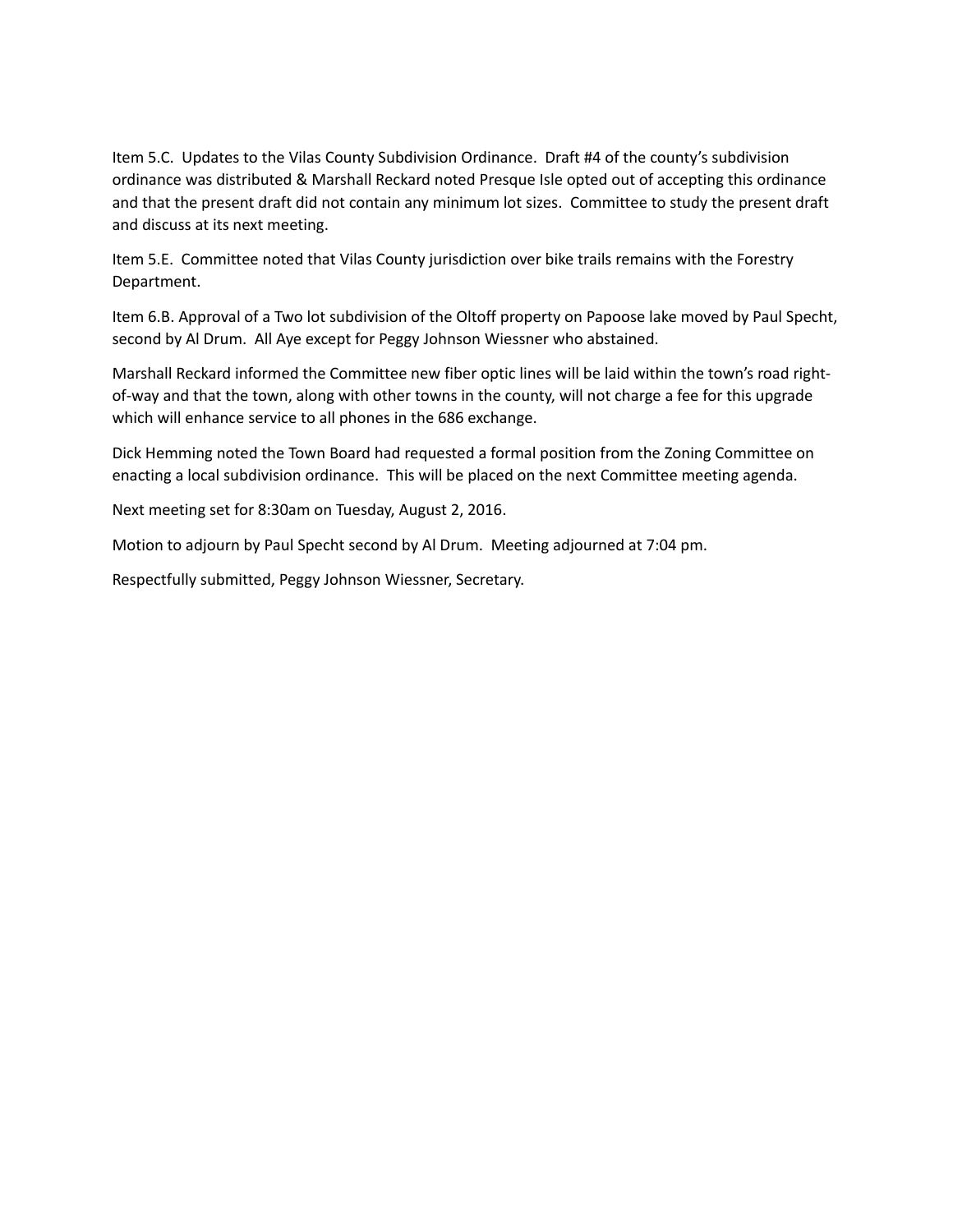Item 5.C. Updates to the Vilas County Subdivision Ordinance. Draft #4 of the county's subdivision ordinance was distributed & Marshall Reckard noted Presque Isle opted out of accepting this ordinance and that the present draft did not contain any minimum lot sizes. Committee to study the present draft and discuss at its next meeting.

Item 5.E. Committee noted that Vilas County jurisdiction over bike trails remains with the Forestry Department.

Item 6.B. Approval of a Two lot subdivision of the Oltoff property on Papoose lake moved by Paul Specht, second by Al Drum. All Aye except for Peggy Johnson Wiessner who abstained.

Marshall Reckard informed the Committee new fiber optic lines will be laid within the town's road right-of-way and that the town, along with other towns in the county, will not charge a fee for this upgrade which will enhance service to all phones in the 686 exchange.

Dick Hemming noted the Town Board had requested a formal position from the Zoning Committee on enacting a local subdivision ordinance. This will be placed on the next Committee meeting agenda.

Next meeting set for 8:30am on Tuesday, August 2, 2016.

Motion to adjourn by Paul Specht second by Al Drum. Meeting adjourned at 7:04 pm.

Respectfully submitted, Peggy Johnson Wiessner, Secretary.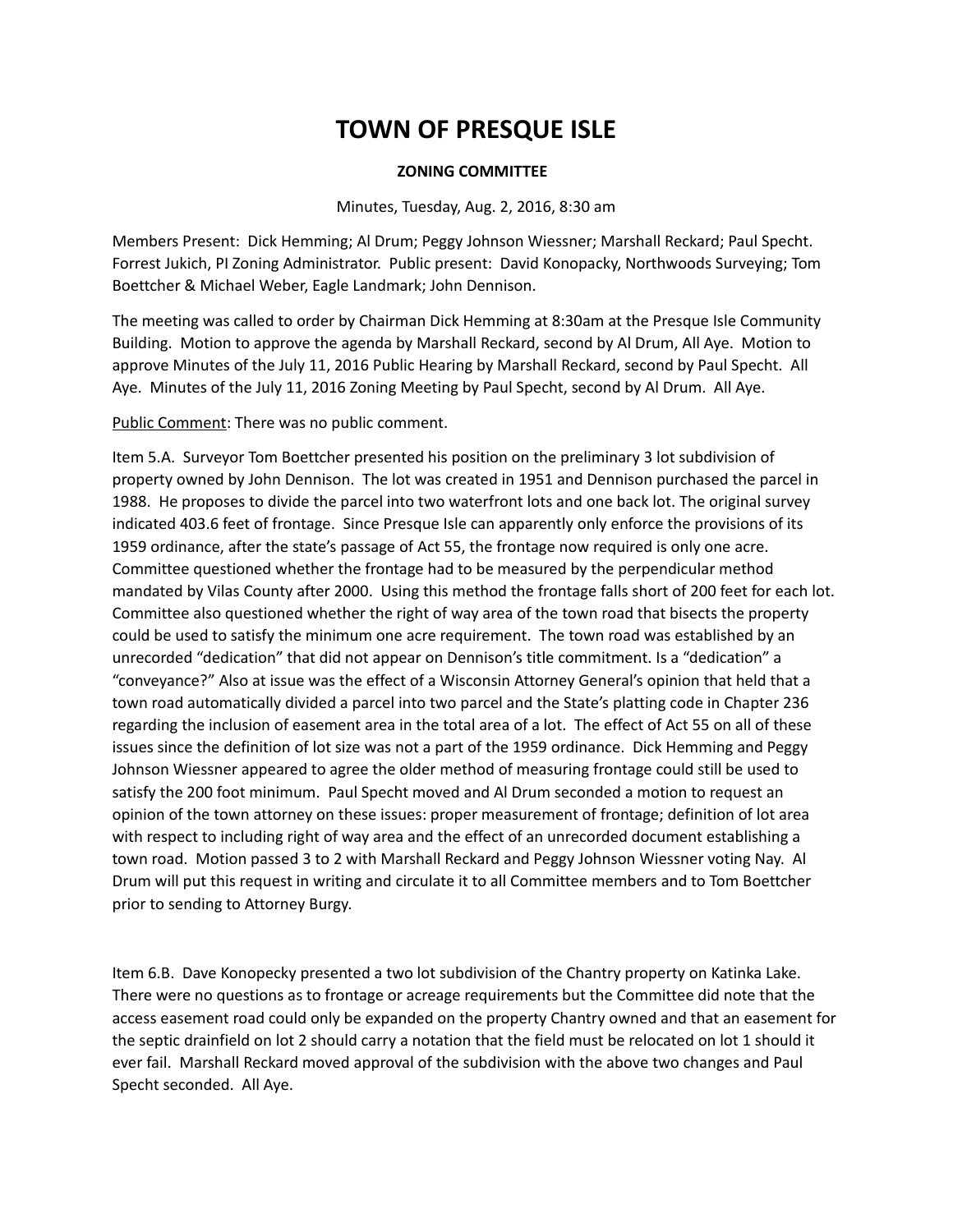# TOWN OF PRESQUE ISLE

**ZONING COMMITTEE**

Minutes, Tuesday, Aug. 2, 2016, 8:30 am

Members Present: Dick Hemming; Al Drum; Peggy Johnson Wiessner; Marshall Reckard; Paul Specht. Forrest Jukich, PI Zoning Administrator. Public present: David Konopacky, Northwoods Surveying; Tom Boettcher & Michael Weber, Eagle Landmark; John Dennison.

The meeting was called to order by Chairman Dick Hemming at 8:30am at the Presque Isle Community Building. Motion to approve the agenda by Marshall Reckard, second by Al Drum, All Aye. Motion to approve Minutes of the July 11, 2016 Public Hearing by Marshall Reckard, second by Paul Specht. All Aye. Minutes of the July 11, 2016 Zoning Meeting by Paul Specht, second by Al Drum. All Aye.

Public Comment: There was no public comment.

Item 5.A. Surveyor Tom Boettcher presented his position on the preliminary 3 lot subdivision of property owned by John Dennison. The lot was created in 1951 and Dennison purchased the parcel in 1988. He proposes to divide the parcel into two waterfront lots and one back lot. The original survey indicated 403.6 feet of frontage. Since Presque Isle can apparently only enforce the provisions of its 1959 ordinance, after the state's passage of Act 55, the frontage now required is only one acre. Committee questioned whether the frontage had to be measured by the perpendicular method mandated by Vilas County after 2000. Using this method the frontage falls short of 200 feet for each lot. Committee also questioned whether the right of way area of the town road that bisects the property could be used to satisfy the minimum one acre requirement. The town road was established by an unrecorded "dedication" that did not appear on Dennison's title commitment. Is a "dedication" a "conveyance?" Also at issue was the effect of a Wisconsin Attorney General's opinion that held that a town road automatically divided a parcel into two parcel and the State's platting code in Chapter 236 regarding the inclusion of easement area in the total area of a lot. The effect of Act 55 on all of these issues since the definition of lot size was not a part of the 1959 ordinance. Dick Hemming and Peggy Johnson Wiessner appeared to agree the older method of measuring frontage could still be used to satisfy the 200 foot minimum. Paul Specht moved and Al Drum seconded a motion to request an opinion of the town attorney on these issues: proper measurement of frontage; definition of lot area with respect to including right of way area and the effect of an unrecorded document establishing a town road. Motion passed 3 to 2 with Marshall Reckard and Peggy Johnson Wiessner voting Nay. Al Drum will put this request in writing and circulate it to all Committee members and to Tom Boettcher prior to sending to Attorney Burgy.

Item 6.B. Dave Konopecky presented a two lot subdivision of the Chantry property on Katinka Lake. There were no questions as to frontage or acreage requirements but the Committee did note that the access easement road could only be expanded on the property Chantry owned and that an easement for the septic drainfield on lot 2 should carry a notation that the field must be relocated on lot 1 should it ever fail. Marshall Reckard moved approval of the subdivision with the above two changes and Paul Specht seconded. All Aye.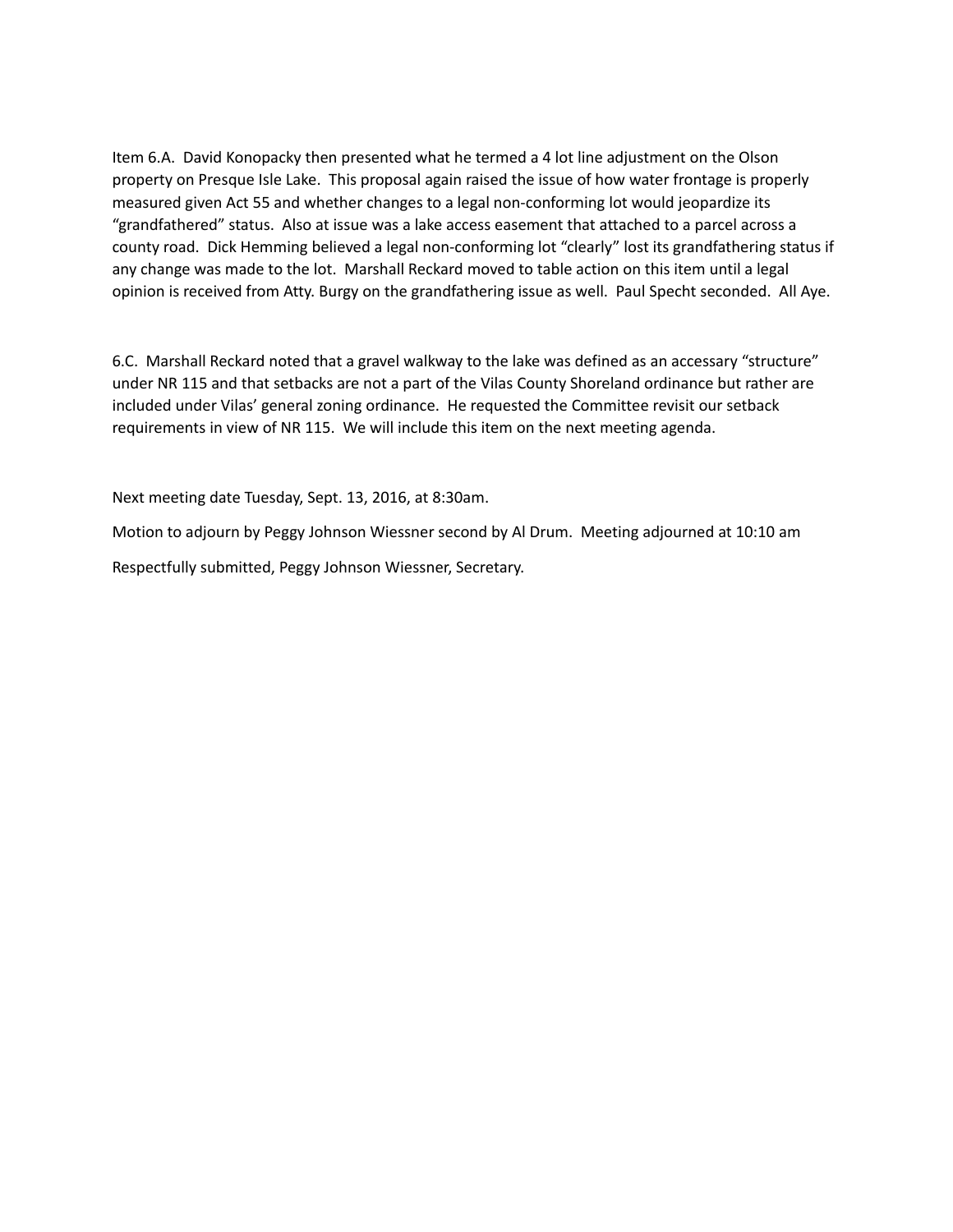Item 6.A. David Konopacky then presented what he termed a 4 lot line adjustment on the Olson property on Presque Isle Lake. This proposal again raised the issue of how water frontage is properly measured given Act 55 and whether changes to a legal non-conforming lot would jeopardize its "grandfathered" status. Also at issue was a lake access easement that attached to a parcel across a county road. Dick Hemming believed a legal non-conforming lot "clearly" lost its grandfathering status if any change was made to the lot. Marshall Reckard moved to table action on this item until a legal opinion is received from Atty. Burgy on the grandfathering issue as well. Paul Specht seconded. All Aye.

6.C. Marshall Reckard noted that a gravel walkway to the lake was defined as an accessary "structure" under NR 115 and that setbacks are not a part of the Vilas County Shoreland ordinance but rather are included under Vilas' general zoning ordinance. He requested the Committee revisit our setback requirements in view of NR 115. We will include this item on the next meeting agenda.

Next meeting date Tuesday, Sept. 13, 2016, at 8:30am.

Motion to adjourn by Peggy Johnson Wiessner second by Al Drum. Meeting adjourned at 10:10 am

Respectfully submitted, Peggy Johnson Wiessner, Secretary.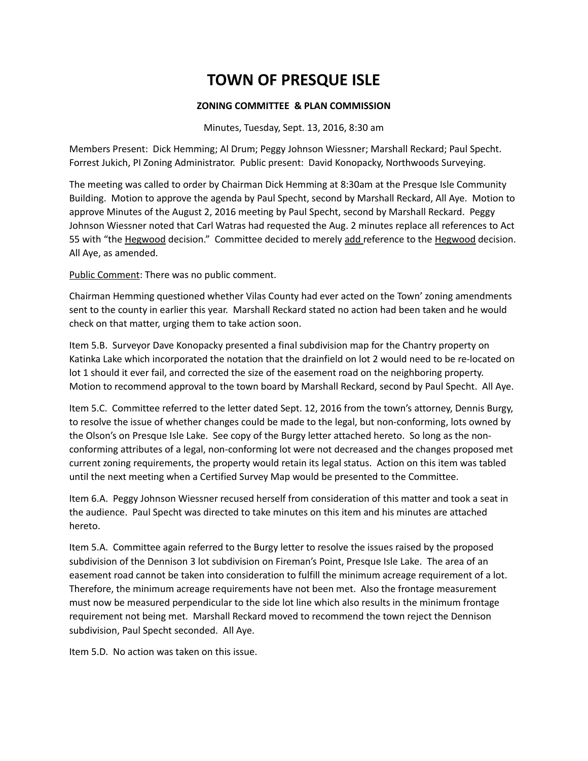# TOWN OF PRESQUE ISLE

## ZONING COMMITTEE & PLAN COMMISSION

Minutes, Tuesday, Sept. 13, 2016, 8:30 am

Members Present: Dick Hemming; Al Drum; Peggy Johnson Wiessner; Marshall Reckard; Paul Specht. Forrest Jukich, PI Zoning Administrator. Public present: David Konopacky, Northwoods Surveying.

The meeting was called to order by Chairman Dick Hemming at 8:30am at the Presque Isle Community Building. Motion to approve the agenda by Paul Specht, second by Marshall Reckard, All Aye. Motion to approve Minutes of the August 2, 2016 meeting by Paul Specht, second by Marshall Reckard. Peggy Johnson Wiessner noted that Carl Watras had requested the Aug. 2 minutes replace all references to Act 55 with "the Hegwood decision." Committee decided to merely add reference to the Hegwood decision. All Aye, as amended.

Public Comment: There was no public comment.

Chairman Hemming questioned whether Vilas County had ever acted on the Town' zoning amendments sent to the county in earlier this year. Marshall Reckard stated no action had been taken and he would check on that matter, urging them to take action soon.

Item 5.B. Surveyor Dave Konopacky presented a final subdivision map for the Chantry property on Katinka Lake which incorporated the notation that the drainfield on lot 2 would need to be re-located on lot 1 should it ever fail, and corrected the size of the easement road on the neighboring property. Motion to recommend approval to the town board by Marshall Reckard, second by Paul Specht. All Aye.

Item 5.C. Committee referred to the letter dated Sept. 12, 2016 from the town's attorney, Dennis Burgy, to resolve the issue of whether changes could be made to the legal, but non-conforming, lots owned by the Olson's on Presque Isle Lake. See copy of the Burgy letter attached hereto. So long as the non-conforming attributes of a legal, non-conforming lot were not decreased and the changes proposed met current zoning requirements, the property would retain its legal status. Action on this item was tabled until the next meeting when a Certified Survey Map would be presented to the Committee.

Item 6.A. Peggy Johnson Wiessner recused herself from consideration of this matter and took a seat in the audience. Paul Specht was directed to take minutes on this item and his minutes are attached hereto.

Item 5.A. Committee again referred to the Burgy letter to resolve the issues raised by the proposed subdivision of the Dennison 3 lot subdivision on Fireman's Point, Presque Isle Lake. The area of an easement road cannot be taken into consideration to fulfill the minimum acreage requirement of a lot. Therefore, the minimum acreage requirements have not been met. Also the frontage measurement must now be measured perpendicular to the side lot line which also results in the minimum frontage requirement not being met. Marshall Reckard moved to recommend the town reject the Dennison subdivision, Paul Specht seconded. All Aye.

Item 5.D. No action was taken on this issue.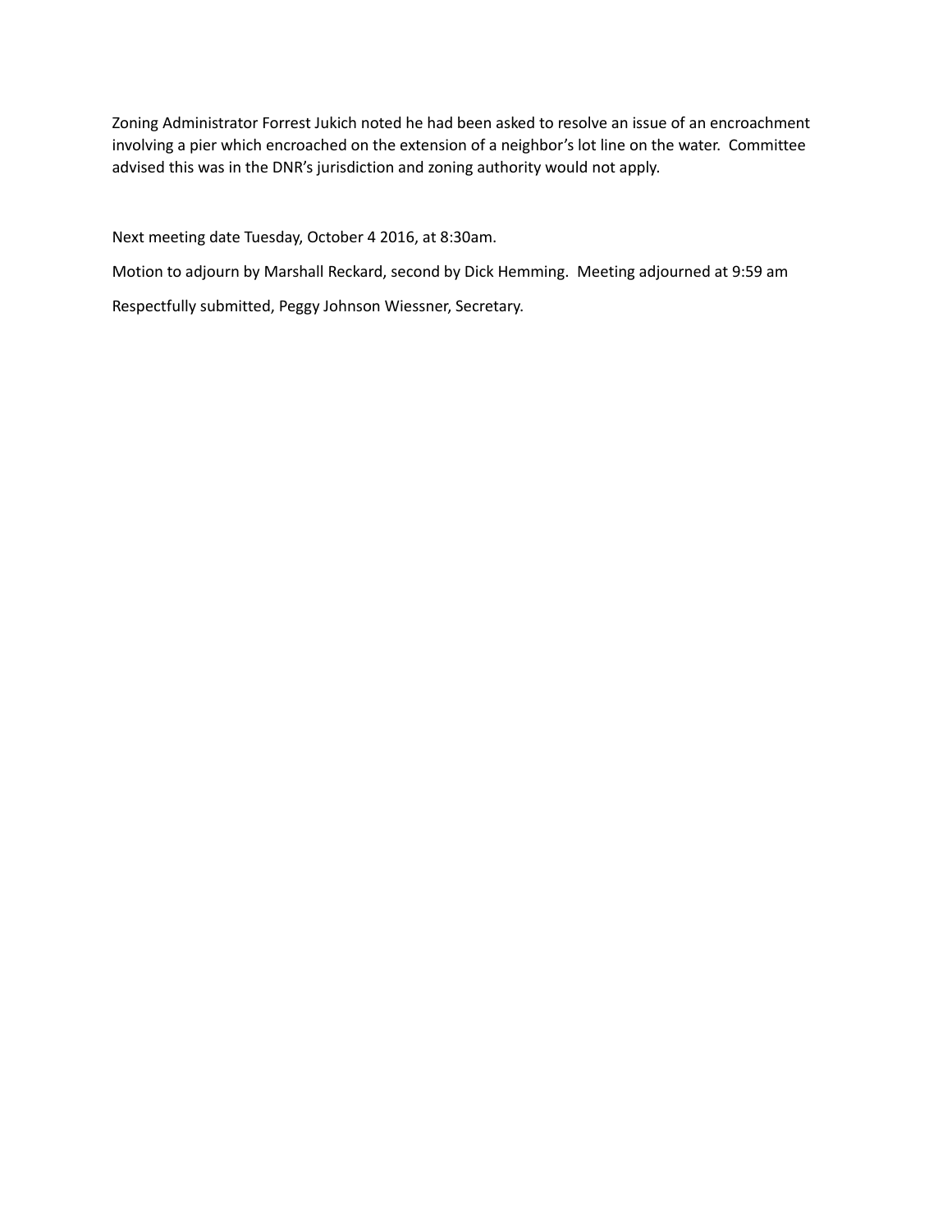Zoning Administrator Forrest Jukich noted he had been asked to resolve an issue of an encroachment involving a pier which encroached on the extension of a neighbor's lot line on the water. Committee advised this was in the DNR's jurisdiction and zoning authority would not apply.

Next meeting date Tuesday, October 4 2016, at 8:30am.

Motion to adjourn by Marshall Reckard, second by Dick Hemming. Meeting adjourned at 9:59 am

Respectfully submitted, Peggy Johnson Wiessner, Secretary.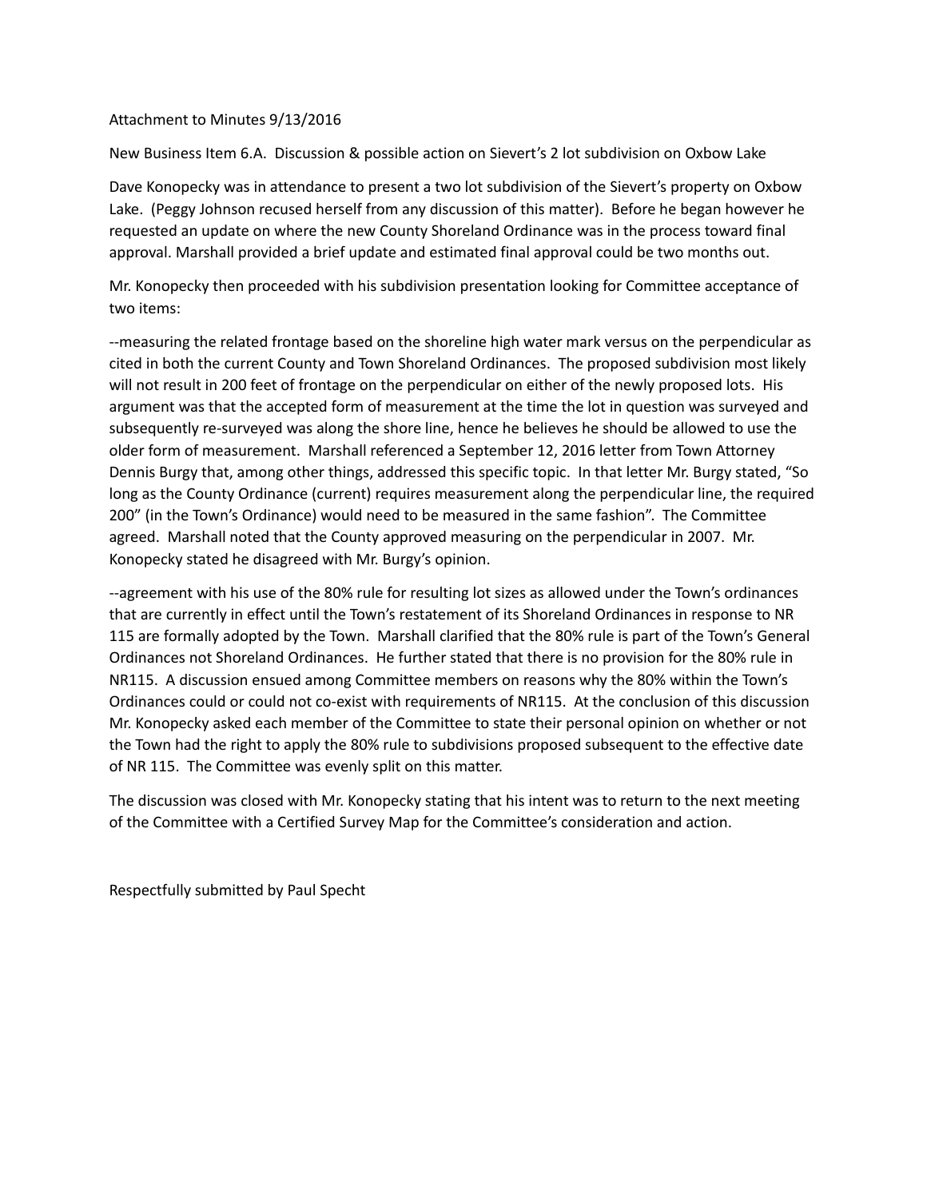Attachment to Minutes 9/13/2016

New Business Item 6.A. Discussion & possible action on Sievert's 2 lot subdivision on Oxbow Lake

Dave Konopecky was in attendance to present a two lot subdivision of the Sievert's property on Oxbow Lake. (Peggy Johnson recused herself from any discussion of this matter). Before he began however he requested an update on where the new County Shoreland Ordinance was in the process toward final approval. Marshall provided a brief update and estimated final approval could be two months out.

Mr. Konopecky then proceeded with his subdivision presentation looking for Committee acceptance of two items:

--measuring the related frontage based on the shoreline high water mark versus on the perpendicular as cited in both the current County and Town Shoreland Ordinances. The proposed subdivision most likely will not result in 200 feet of frontage on the perpendicular on either of the newly proposed lots. His argument was that the accepted form of measurement at the time the lot in question was surveyed and subsequently re-surveyed was along the shore line, hence he believes he should be allowed to use the older form of measurement. Marshall referenced a September 12, 2016 letter from Town Attorney Dennis Burgy that, among other things, addressed this specific topic. In that letter Mr. Burgy stated, "So long as the County Ordinance (current) requires measurement along the perpendicular line, the required 200" (in the Town's Ordinance) would need to be measured in the same fashion". The Committee agreed. Marshall noted that the County approved measuring on the perpendicular in 2007. Mr. Konopecky stated he disagreed with Mr. Burgy's opinion.

--agreement with his use of the 80% rule for resulting lot sizes as allowed under the Town's ordinances that are currently in effect until the Town's restatement of its Shoreland Ordinances in response to NR 115 are formally adopted by the Town. Marshall clarified that the 80% rule is part of the Town's General Ordinances not Shoreland Ordinances. He further stated that there is no provision for the 80% rule in NR115. A discussion ensued among Committee members on reasons why the 80% within the Town's Ordinances could or could not co-exist with requirements of NR115. At the conclusion of this discussion Mr. Konopecky asked each member of the Committee to state their personal opinion on whether or not the Town had the right to apply the 80% rule to subdivisions proposed subsequent to the effective date of NR 115. The Committee was evenly split on this matter.

The discussion was closed with Mr. Konopecky stating that his intent was to return to the next meeting of the Committee with a Certified Survey Map for the Committee's consideration and action.

Respectfully submitted by Paul Specht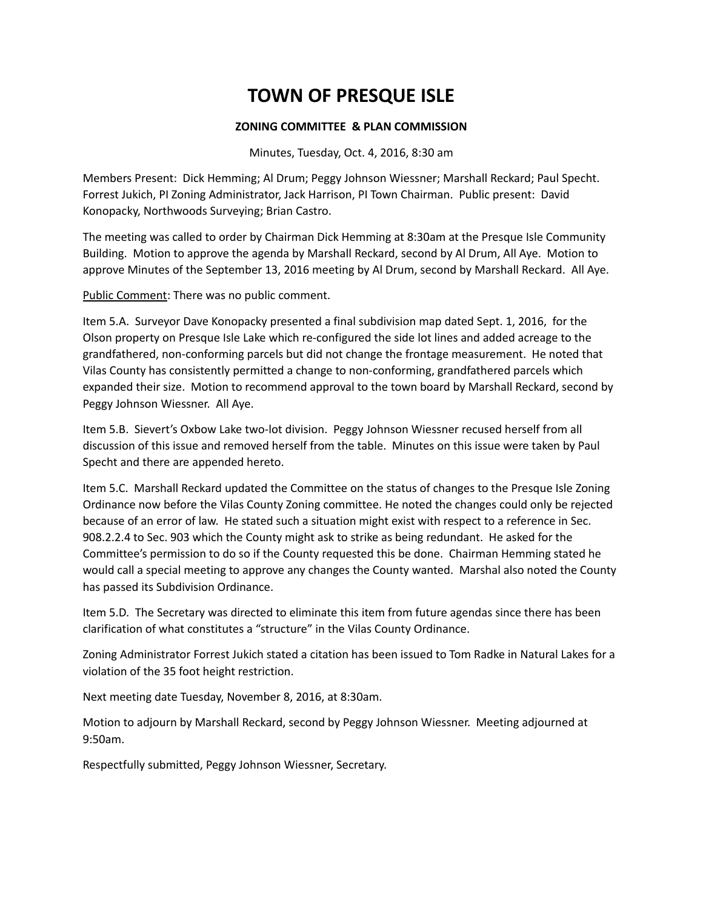# TOWN OF PRESQUE ISLE

**ZONING COMMITTEE & PLAN COMMISSION**

Minutes, Tuesday, Oct. 4, 2016, 8:30 am

Members Present: Dick Hemming; Al Drum; Peggy Johnson Wiessner; Marshall Reckard; Paul Specht. Forrest Jukich, PI Zoning Administrator, Jack Harrison, PI Town Chairman. Public present: David Konopacky, Northwoods Surveying; Brian Castro.

The meeting was called to order by Chairman Dick Hemming at 8:30am at the Presque Isle Community Building. Motion to approve the agenda by Marshall Reckard, second by Al Drum, All Aye. Motion to approve Minutes of the September 13, 2016 meeting by Al Drum, second by Marshall Reckard. All Aye.

Public Comment: There was no public comment.

Item 5.A. Surveyor Dave Konopacky presented a final subdivision map dated Sept. 1, 2016, for the Olson property on Presque Isle Lake which re-configured the side lot lines and added acreage to the grandfathered, non-conforming parcels but did not change the frontage measurement. He noted that Vilas County has consistently permitted a change to non-conforming, grandfathered parcels which expanded their size. Motion to recommend approval to the town board by Marshall Reckard, second by Peggy Johnson Wiessner. All Aye.

Item 5.B. Sievert's Oxbow Lake two-lot division. Peggy Johnson Wiessner recused herself from all discussion of this issue and removed herself from the table. Minutes on this issue were taken by Paul Specht and there are appended hereto.

Item 5.C. Marshall Reckard updated the Committee on the status of changes to the Presque Isle Zoning Ordinance now before the Vilas County Zoning committee. He noted the changes could only be rejected because of an error of law. He stated such a situation might exist with respect to a reference in Sec. 908.2.2.4 to Sec. 903 which the County might ask to strike as being redundant. He asked for the Committee's permission to do so if the County requested this be done. Chairman Hemming stated he would call a special meeting to approve any changes the County wanted. Marshal also noted the County has passed its Subdivision Ordinance.

Item 5.D. The Secretary was directed to eliminate this item from future agendas since there has been clarification of what constitutes a "structure" in the Vilas County Ordinance.

Zoning Administrator Forrest Jukich stated a citation has been issued to Tom Radke in Natural Lakes for a violation of the 35 foot height restriction.

Next meeting date Tuesday, November 8, 2016, at 8:30am.

Motion to adjourn by Marshall Reckard, second by Peggy Johnson Wiessner. Meeting adjourned at 9:50am.

Respectfully submitted, Peggy Johnson Wiessner, Secretary.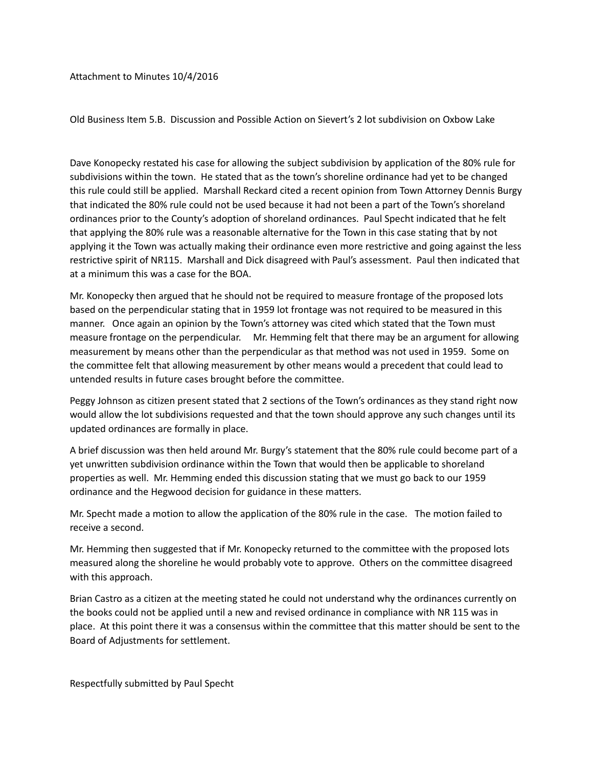Attachment to Minutes 10/4/2016

Old Business Item 5.B. Discussion and Possible Action on Sievert's 2 lot subdivision on Oxbow Lake

Dave Konopecky restated his case for allowing the subject subdivision by application of the 80% rule for subdivisions within the town. He stated that as the town's shoreline ordinance had yet to be changed this rule could still be applied. Marshall Reckard cited a recent opinion from Town Attorney Dennis Burgy that indicated the 80% rule could not be used because it had not been a part of the Town's shoreland ordinances prior to the County's adoption of shoreland ordinances. Paul Specht indicated that he felt that applying the 80% rule was a reasonable alternative for the Town in this case stating that by not applying it the Town was actually making their ordinance even more restrictive and going against the less restrictive spirit of NR115. Marshall and Dick disagreed with Paul's assessment. Paul then indicated that at a minimum this was a case for the BOA.

Mr. Konopecky then argued that he should not be required to measure frontage of the proposed lots based on the perpendicular stating that in 1959 lot frontage was not required to be measured in this manner. Once again an opinion by the Town's attorney was cited which stated that the Town must measure frontage on the perpendicular. Mr. Hemming felt that there may be an argument for allowing measurement by means other than the perpendicular as that method was not used in 1959. Some on the committee felt that allowing measurement by other means would a precedent that could lead to untended results in future cases brought before the committee.

Peggy Johnson as citizen present stated that 2 sections of the Town's ordinances as they stand right now would allow the lot subdivisions requested and that the town should approve any such changes until its updated ordinances are formally in place.

A brief discussion was then held around Mr. Burgy's statement that the 80% rule could become part of a yet unwritten subdivision ordinance within the Town that would then be applicable to shoreland properties as well. Mr. Hemming ended this discussion stating that we must go back to our 1959 ordinance and the Hegwood decision for guidance in these matters.

Mr. Specht made a motion to allow the application of the 80% rule in the case. The motion failed to receive a second.

Mr. Hemming then suggested that if Mr. Konopecky returned to the committee with the proposed lots measured along the shoreline he would probably vote to approve. Others on the committee disagreed with this approach.

Brian Castro as a citizen at the meeting stated he could not understand why the ordinances currently on the books could not be applied until a new and revised ordinance in compliance with NR 115 was in place. At this point there it was a consensus within the committee that this matter should be sent to the Board of Adjustments for settlement.

Respectfully submitted by Paul Specht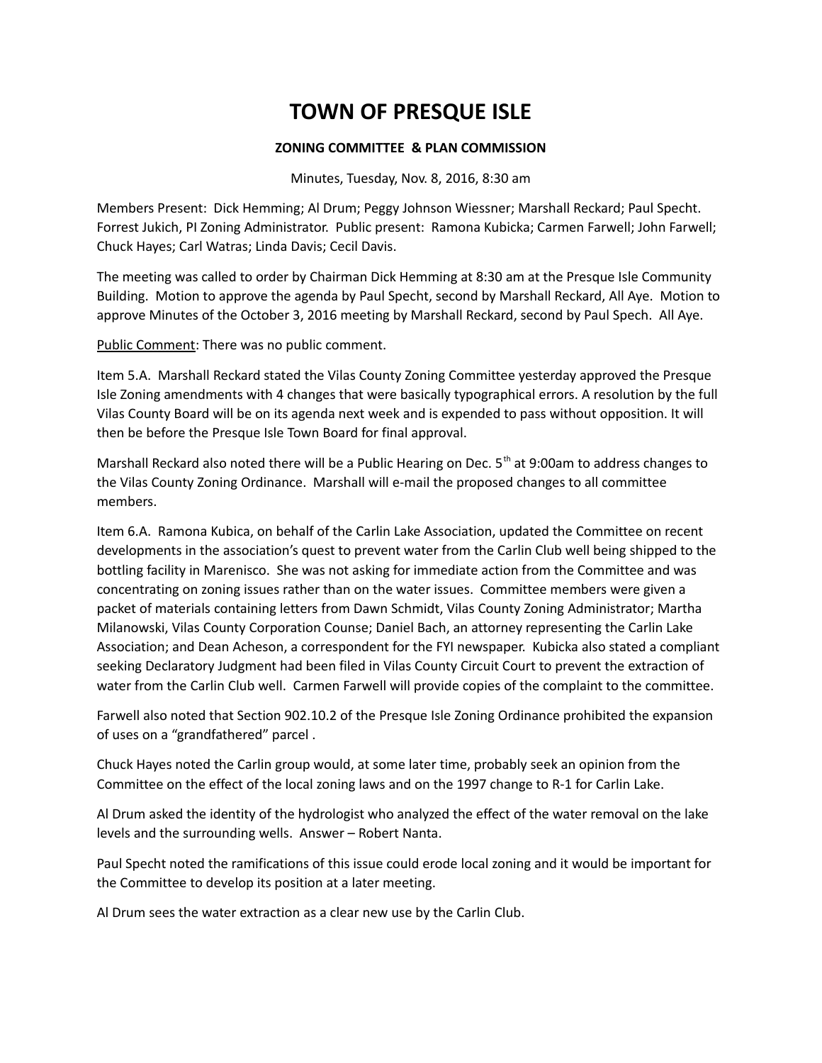# TOWN OF PRESQUE ISLE

**ZONING COMMITTEE & PLAN COMMISSION**

Minutes, Tuesday, Nov. 8, 2016, 8:30 am

Members Present: Dick Hemming; Al Drum; Peggy Johnson Wiessner; Marshall Reckard; Paul Specht. Forrest Jukich, PI Zoning Administrator. Public present: Ramona Kubicka; Carmen Farwell; John Farwell; Chuck Hayes; Carl Watras; Linda Davis; Cecil Davis.

The meeting was called to order by Chairman Dick Hemming at 8:30 am at the Presque Isle Community Building. Motion to approve the agenda by Paul Specht, second by Marshall Reckard, All Aye. Motion to approve Minutes of the October 3, 2016 meeting by Marshall Reckard, second by Paul Spech. All Aye.

Public Comment: There was no public comment.

Item 5.A. Marshall Reckard stated the Vilas County Zoning Committee yesterday approved the Presque Isle Zoning amendments with 4 changes that were basically typographical errors. A resolution by the full Vilas County Board will be on its agenda next week and is expended to pass without opposition. It will then be before the Presque Isle Town Board for final approval.

Marshall Reckard also noted there will be a Public Hearing on Dec. 5th at 9:00am to address changes to the Vilas County Zoning Ordinance. Marshall will e-mail the proposed changes to all committee members.

Item 6.A. Ramona Kubica, on behalf of the Carlin Lake Association, updated the Committee on recent developments in the association's quest to prevent water from the Carlin Club well being shipped to the bottling facility in Marenisco. She was not asking for immediate action from the Committee and was concentrating on zoning issues rather than on the water issues. Committee members were given a packet of materials containing letters from Dawn Schmidt, Vilas County Zoning Administrator; Martha Milanowski, Vilas County Corporation Counse; Daniel Bach, an attorney representing the Carlin Lake Association; and Dean Acheson, a correspondent for the FYI newspaper. Kubicka also stated a compliant seeking Declaratory Judgment had been filed in Vilas County Circuit Court to prevent the extraction of water from the Carlin Club well. Carmen Farwell will provide copies of the complaint to the committee.

Farwell also noted that Section 902.10.2 of the Presque Isle Zoning Ordinance prohibited the expansion of uses on a "grandfathered" parcel .

Chuck Hayes noted the Carlin group would, at some later time, probably seek an opinion from the Committee on the effect of the local zoning laws and on the 1997 change to R-1 for Carlin Lake.

Al Drum asked the identity of the hydrologist who analyzed the effect of the water removal on the lake levels and the surrounding wells. Answer – Robert Nanta.

Paul Specht noted the ramifications of this issue could erode local zoning and it would be important for the Committee to develop its position at a later meeting.

Al Drum sees the water extraction as a clear new use by the Carlin Club.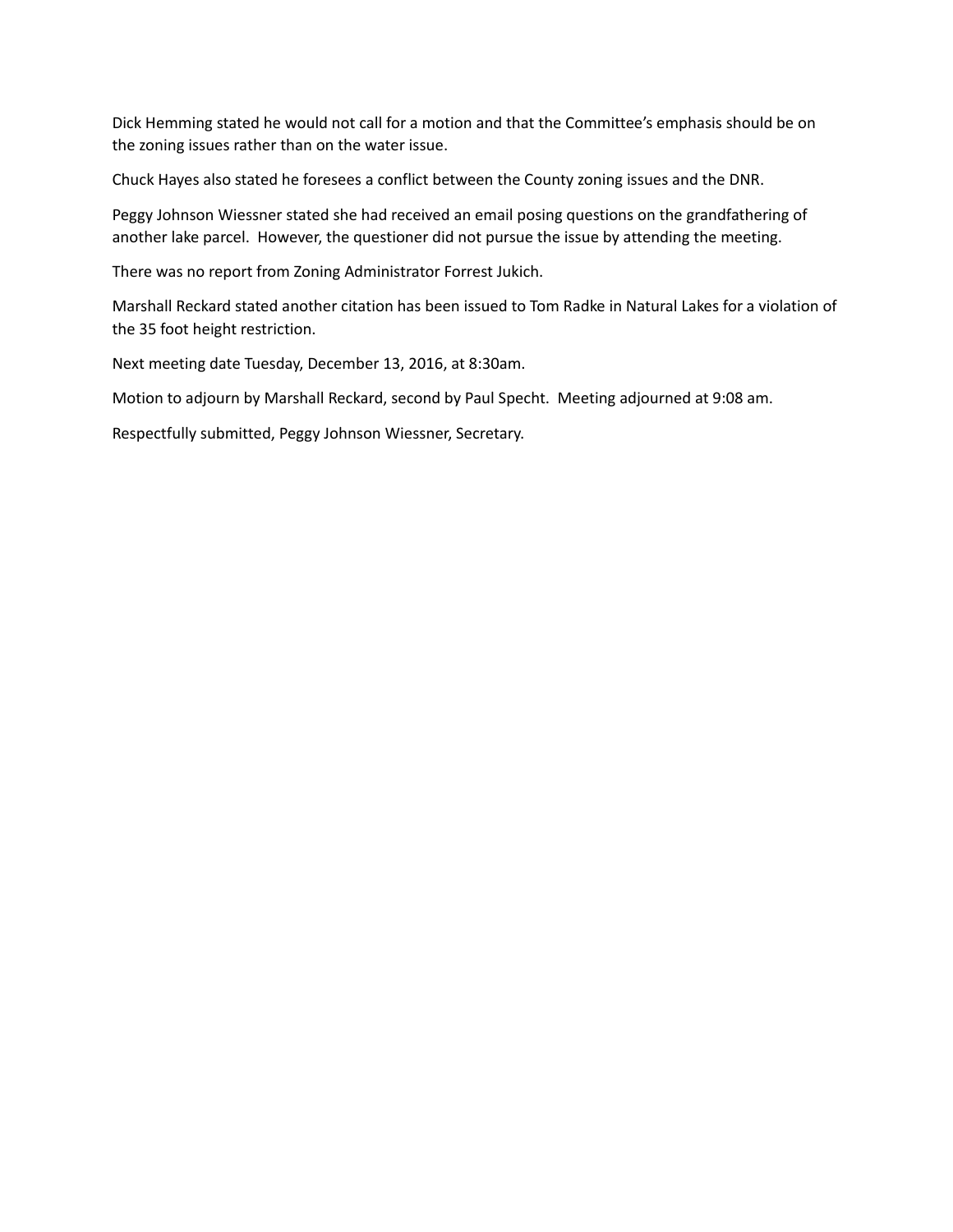Dick Hemming stated he would not call for a motion and that the Committee's emphasis should be on the zoning issues rather than on the water issue.

Chuck Hayes also stated he foresees a conflict between the County zoning issues and the DNR.

Peggy Johnson Wiessner stated she had received an email posing questions on the grandfathering of another lake parcel. However, the questioner did not pursue the issue by attending the meeting.

There was no report from Zoning Administrator Forrest Jukich.

Marshall Reckard stated another citation has been issued to Tom Radke in Natural Lakes for a violation of the 35 foot height restriction.

Next meeting date Tuesday, December 13, 2016, at 8:30am.

Motion to adjourn by Marshall Reckard, second by Paul Specht. Meeting adjourned at 9:08 am.

Respectfully submitted, Peggy Johnson Wiessner, Secretary.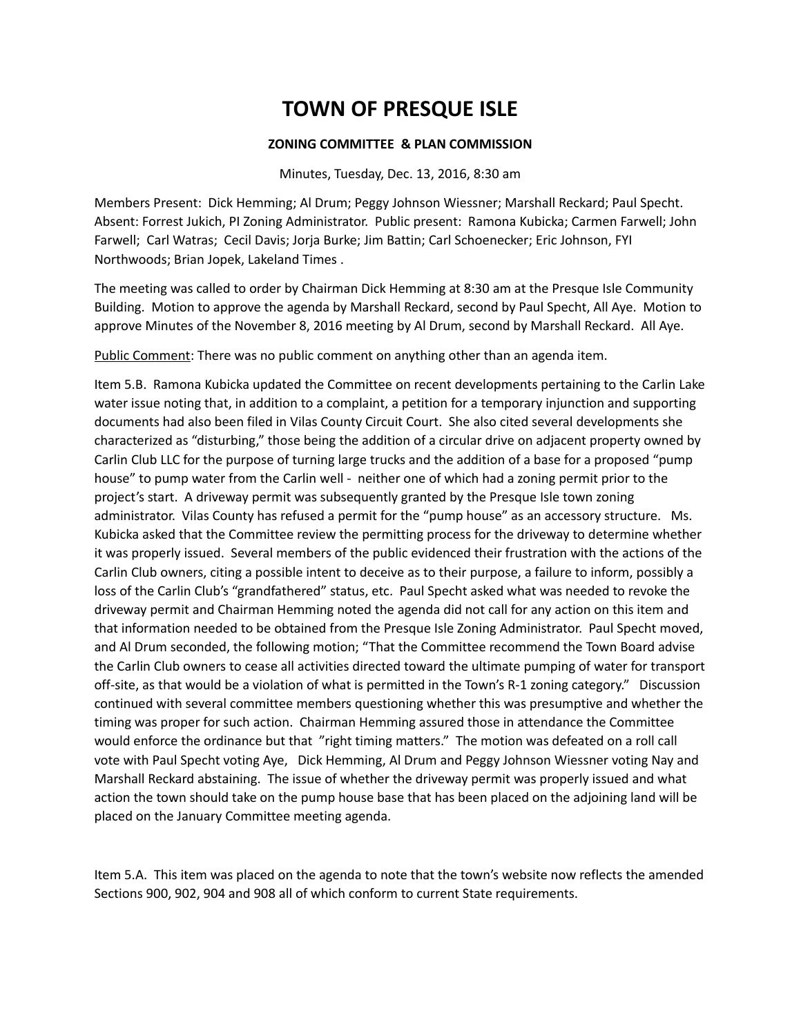# TOWN OF PRESQUE ISLE

### ZONING COMMITTEE & PLAN COMMISSION

Minutes, Tuesday, Dec. 13, 2016, 8:30 am

Members Present: Dick Hemming; Al Drum; Peggy Johnson Wiessner; Marshall Reckard; Paul Specht. Absent: Forrest Jukich, PI Zoning Administrator. Public present: Ramona Kubicka; Carmen Farwell; John Farwell; Carl Watras; Cecil Davis; Jorja Burke; Jim Battin; Carl Schoenecker; Eric Johnson, FYI Northwoods; Brian Jopek, Lakeland Times .

The meeting was called to order by Chairman Dick Hemming at 8:30 am at the Presque Isle Community Building. Motion to approve the agenda by Marshall Reckard, second by Paul Specht, All Aye. Motion to approve Minutes of the November 8, 2016 meeting by Al Drum, second by Marshall Reckard. All Aye.

Public Comment: There was no public comment on anything other than an agenda item.

Item 5.B. Ramona Kubicka updated the Committee on recent developments pertaining to the Carlin Lake water issue noting that, in addition to a complaint, a petition for a temporary injunction and supporting documents had also been filed in Vilas County Circuit Court. She also cited several developments she characterized as "disturbing," those being the addition of a circular drive on adjacent property owned by Carlin Club LLC for the purpose of turning large trucks and the addition of a base for a proposed "pump house" to pump water from the Carlin well - neither one of which had a zoning permit prior to the project's start. A driveway permit was subsequently granted by the Presque Isle town zoning administrator. Vilas County has refused a permit for the "pump house" as an accessory structure. Ms. Kubicka asked that the Committee review the permitting process for the driveway to determine whether it was properly issued. Several members of the public evidenced their frustration with the actions of the Carlin Club owners, citing a possible intent to deceive as to their purpose, a failure to inform, possibly a loss of the Carlin Club's "grandfathered" status, etc. Paul Specht asked what was needed to revoke the driveway permit and Chairman Hemming noted the agenda did not call for any action on this item and that information needed to be obtained from the Presque Isle Zoning Administrator. Paul Specht moved, and Al Drum seconded, the following motion; "That the Committee recommend the Town Board advise the Carlin Club owners to cease all activities directed toward the ultimate pumping of water for transport off-site, as that would be a violation of what is permitted in the Town's R-1 zoning category." Discussion continued with several committee members questioning whether this was presumptive and whether the timing was proper for such action. Chairman Hemming assured those in attendance the Committee would enforce the ordinance but that "right timing matters." The motion was defeated on a roll call vote with Paul Specht voting Aye, Dick Hemming, Al Drum and Peggy Johnson Wiessner voting Nay and Marshall Reckard abstaining. The issue of whether the driveway permit was properly issued and what action the town should take on the pump house base that has been placed on the adjoining land will be placed on the January Committee meeting agenda.

Item 5.A. This item was placed on the agenda to note that the town's website now reflects the amended Sections 900, 902, 904 and 908 all of which conform to current State requirements.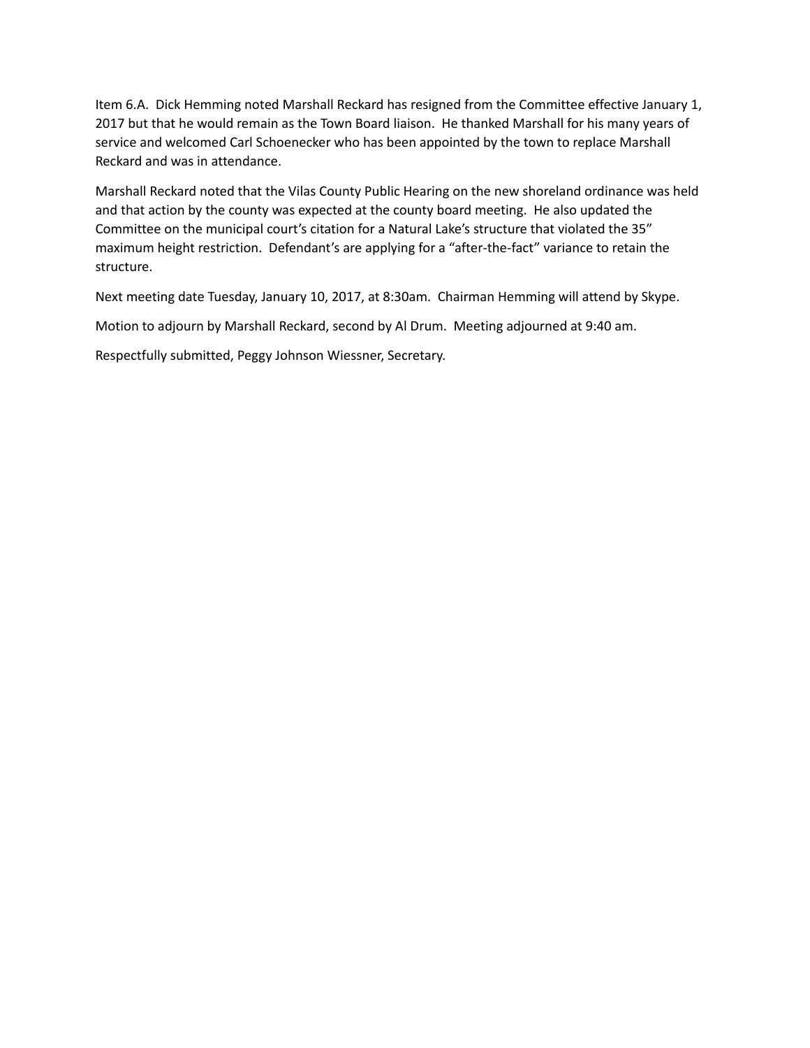Item 6.A. Dick Hemming noted Marshall Reckard has resigned from the Committee effective January 1, 2017 but that he would remain as the Town Board liaison. He thanked Marshall for his many years of service and welcomed Carl Schoenecker who has been appointed by the town to replace Marshall Reckard and was in attendance.

Marshall Reckard noted that the Vilas County Public Hearing on the new shoreland ordinance was held and that action by the county was expected at the county board meeting. He also updated the Committee on the municipal court's citation for a Natural Lake's structure that violated the 35" maximum height restriction. Defendant's are applying for a "after-the-fact" variance to retain the structure.

Next meeting date Tuesday, January 10, 2017, at 8:30am. Chairman Hemming will attend by Skype.

Motion to adjourn by Marshall Reckard, second by Al Drum. Meeting adjourned at 9:40 am.

Respectfully submitted, Peggy Johnson Wiessner, Secretary.